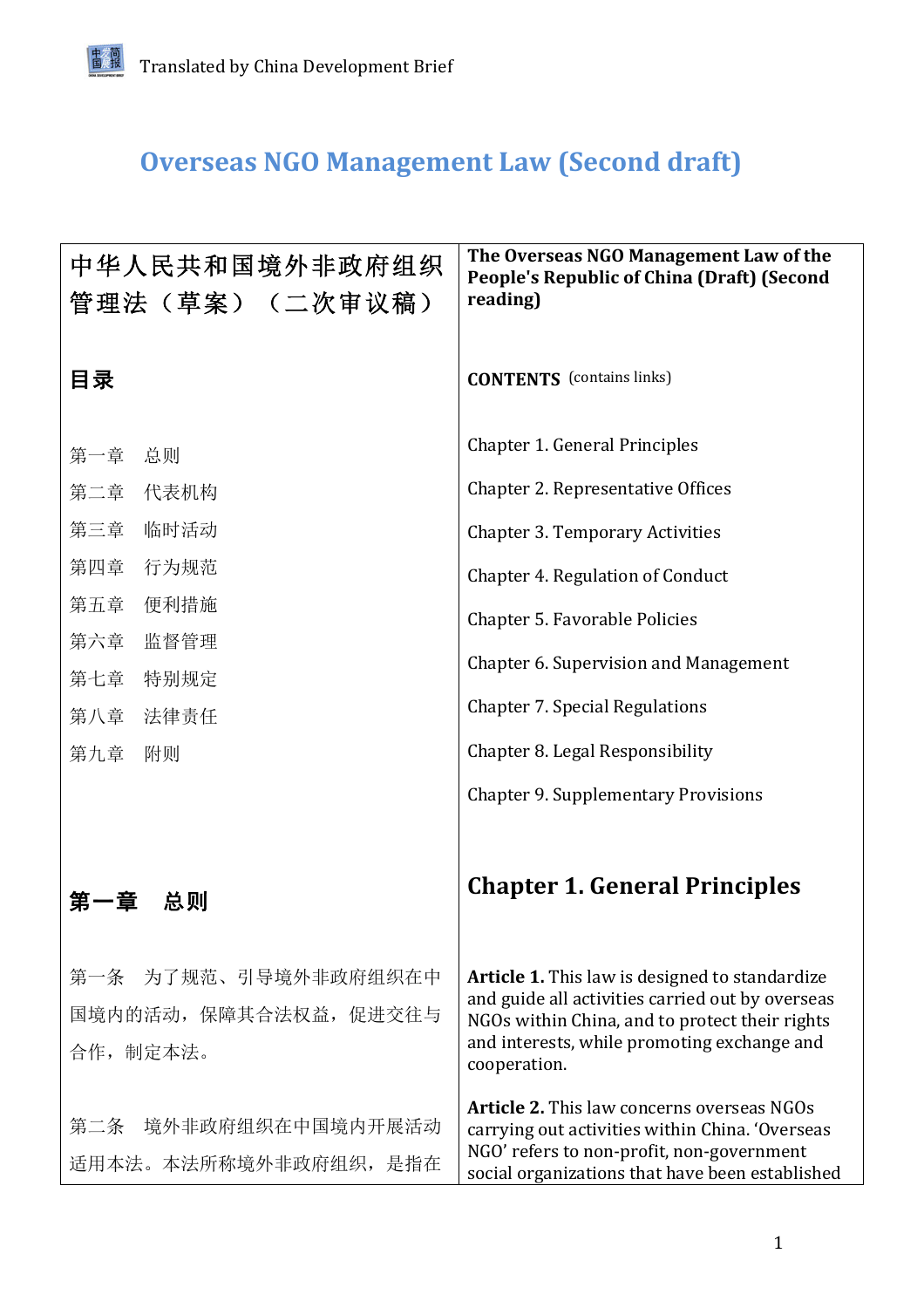Translated by China Development Brief

# Overseas NGO Management Law (Second draft)

| 中华人民共和国境外非政府组织管理法（草案）（二次审议稿） | The Overseas NGO Management Law of the People's Republic of China (Draft) (Second reading) |
|---|---|
| **目录** | **CONTENTS** (contains links) |
| 第一章　总则<br>第二章　代表机构<br>第三章　临时活动<br>第四章　行为规范<br>第五章　便利措施<br>第六章　监督管理<br>第七章　特别规定<br>第八章　法律责任<br>第九章　附则 | Chapter 1. General Principles<br>Chapter 2. Representative Offices<br>Chapter 3. Temporary Activities<br>Chapter 4. Regulation of Conduct<br>Chapter 5. Favorable Policies<br>Chapter 6. Supervision and Management<br>Chapter 7. Special Regulations<br>Chapter 8. Legal Responsibility<br>Chapter 9. Supplementary Provisions |
| **第一章　总则** | **Chapter 1. General Principles** |
| 第一条　为了规范、引导境外非政府组织在中国境内的活动，保障其合法权益，促进交往与合作，制定本法。 | **Article 1.** This law is designed to standardize and guide all activities carried out by overseas NGOs within China, and to protect their rights and interests, while promoting exchange and cooperation. |
| 第二条　境外非政府组织在中国境内开展活动适用本法。本法所称境外非政府组织，是指在 | **Article 2.** This law concerns overseas NGOs carrying out activities within China. 'Overseas NGO' refers to non-profit, non-government social organizations that have been established |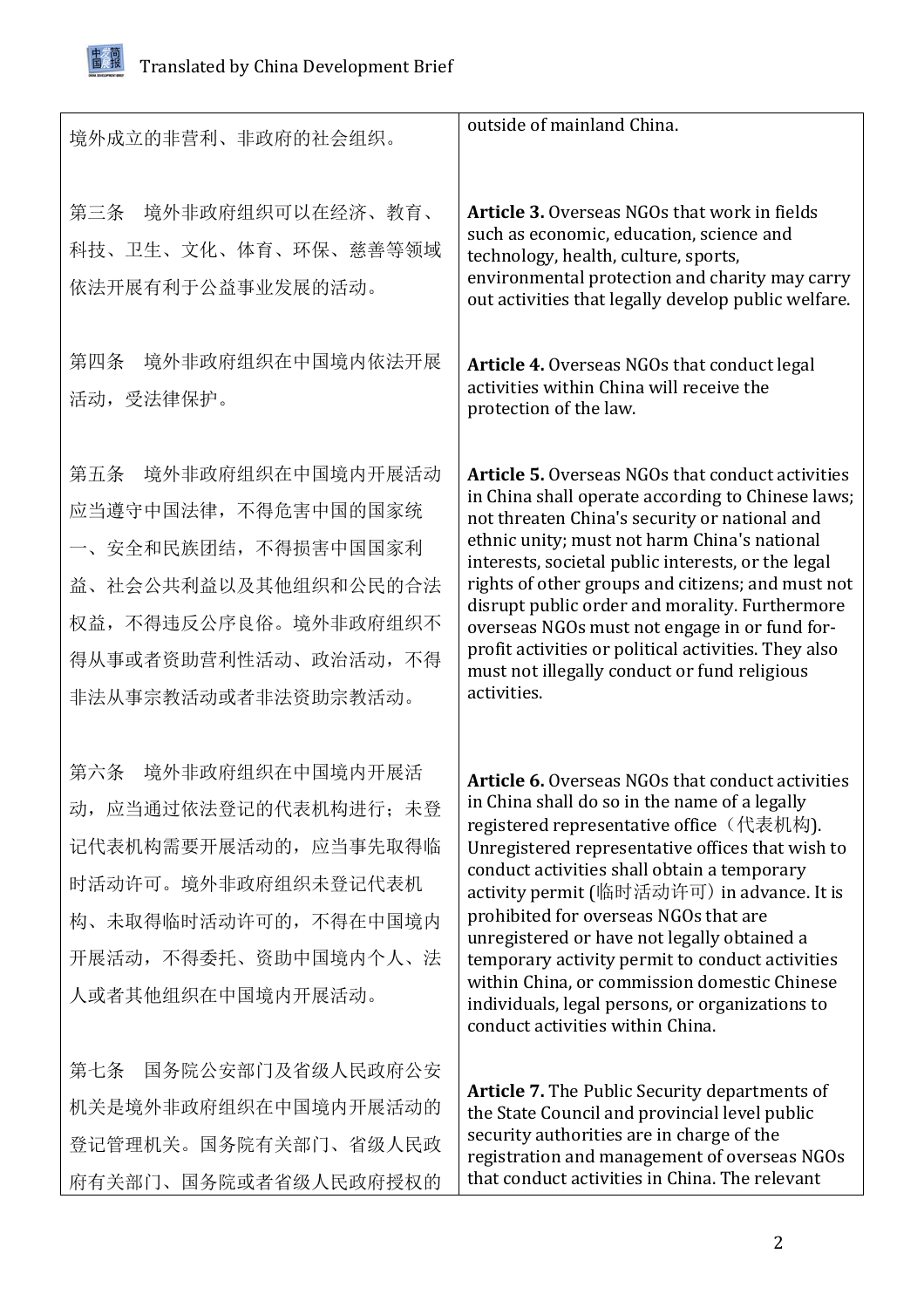| | |
|---|---|
| 境外成立的非营利、非政府的社会组织。 | outside of mainland China. |
| 第三条　境外非政府组织可以在经济、教育、科技、卫生、文化、体育、环保、慈善等领域依法开展有利于公益事业发展的活动。 | **Article 3.** Overseas NGOs that work in fields such as economic, education, science and technology, health, culture, sports, environmental protection and charity may carry out activities that legally develop public welfare. |
| 第四条　境外非政府组织在中国境内依法开展活动，受法律保护。 | **Article 4.** Overseas NGOs that conduct legal activities within China will receive the protection of the law. |
| 第五条　境外非政府组织在中国境内开展活动应当遵守中国法律，不得危害中国的国家统一、安全和民族团结，不得损害中国国家利益、社会公共利益以及其他组织和公民的合法权益，不得违反公序良俗。境外非政府组织不得从事或者资助营利性活动、政治活动，不得非法从事宗教活动或者非法资助宗教活动。 | **Article 5.** Overseas NGOs that conduct activities in China shall operate according to Chinese laws; not threaten China's security or national and ethnic unity; must not harm China's national interests, societal public interests, or the legal rights of other groups and citizens; and must not disrupt public order and morality. Furthermore overseas NGOs must not engage in or fund for-profit activities or political activities. They also must not illegally conduct or fund religious activities. |
| 第六条　境外非政府组织在中国境内开展活动，应当通过依法登记的代表机构进行；未登记代表机构需要开展活动的，应当事先取得临时活动许可。境外非政府组织未登记代表机构、未取得临时活动许可的，不得在中国境内开展活动，不得委托、资助中国境内个人、法人或者其他组织在中国境内开展活动。 | **Article 6.** Overseas NGOs that conduct activities in China shall do so in the name of a legally registered representative office（代表机构). Unregistered representative offices that wish to conduct activities shall obtain a temporary activity permit (临时活动许可）in advance. It is prohibited for overseas NGOs that are unregistered or have not legally obtained a temporary activity permit to conduct activities within China, or commission domestic Chinese individuals, legal persons, or organizations to conduct activities within China. |
| 第七条　国务院公安部门及省级人民政府公安机关是境外非政府组织在中国境内开展活动的登记管理机关。国务院有关部门、省级人民政府有关部门、国务院或者省级人民政府授权的 | **Article 7.** The Public Security departments of the State Council and provincial level public security authorities are in charge of the registration and management of overseas NGOs that conduct activities in China. The relevant |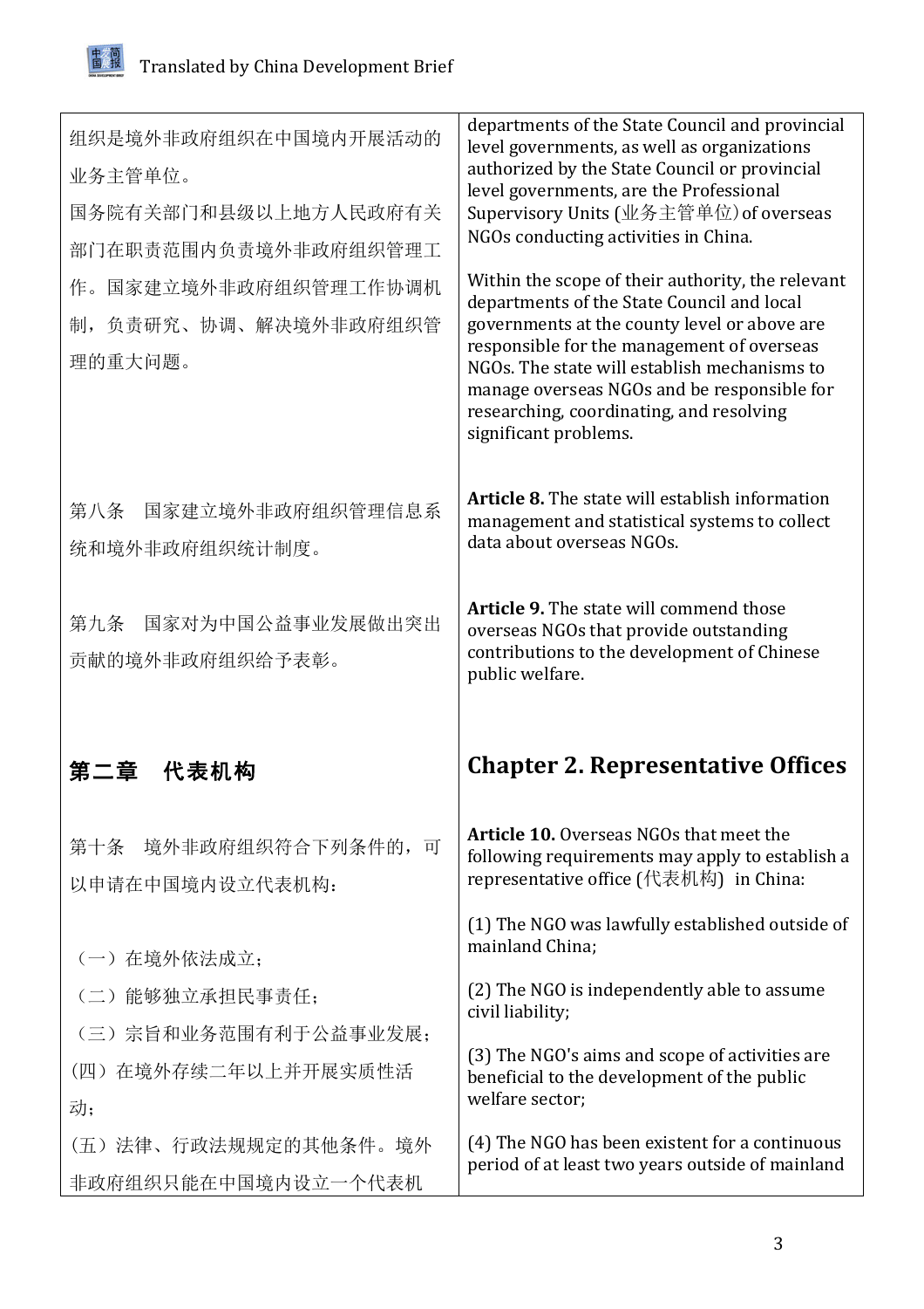| | |
|---|---|
| 组织是境外非政府组织在中国境内开展活动的业务主管单位。<br>国务院有关部门和县级以上地方人民政府有关部门在职责范围内负责境外非政府组织管理工作。国家建立境外非政府组织管理工作协调机制，负责研究、协调、解决境外非政府组织管理的重大问题。 | departments of the State Council and provincial level governments, as well as organizations authorized by the State Council or provincial level governments, are the Professional Supervisory Units (业务主管单位) of overseas NGOs conducting activities in China.<br><br>Within the scope of their authority, the relevant departments of the State Council and local governments at the county level or above are responsible for the management of overseas NGOs. The state will establish mechanisms to manage overseas NGOs and be responsible for researching, coordinating, and resolving significant problems. |
| 第八条　国家建立境外非政府组织管理信息系统和境外非政府组织统计制度。 | **Article 8.** The state will establish information management and statistical systems to collect data about overseas NGOs. |
| 第九条　国家对为中国公益事业发展做出突出贡献的境外非政府组织给予表彰。 | **Article 9.** The state will commend those overseas NGOs that provide outstanding contributions to the development of Chinese public welfare. |
| **第二章　代表机构** | **Chapter 2. Representative Offices** |
| 第十条　境外非政府组织符合下列条件的，可以申请在中国境内设立代表机构：<br><br>（一）在境外依法成立；<br>（二）能够独立承担民事责任；<br>（三）宗旨和业务范围有利于公益事业发展；<br>(四）在境外存续二年以上并开展实质性活动；<br>(五）法律、行政法规规定的其他条件。境外非政府组织只能在中国境内设立一个代表机 | **Article 10.** Overseas NGOs that meet the following requirements may apply to establish a representative office (代表机构) in China:<br><br>(1) The NGO was lawfully established outside of mainland China;<br><br>(2) The NGO is independently able to assume civil liability;<br><br>(3) The NGO's aims and scope of activities are beneficial to the development of the public welfare sector;<br><br>(4) The NGO has been existent for a continuous period of at least two years outside of mainland |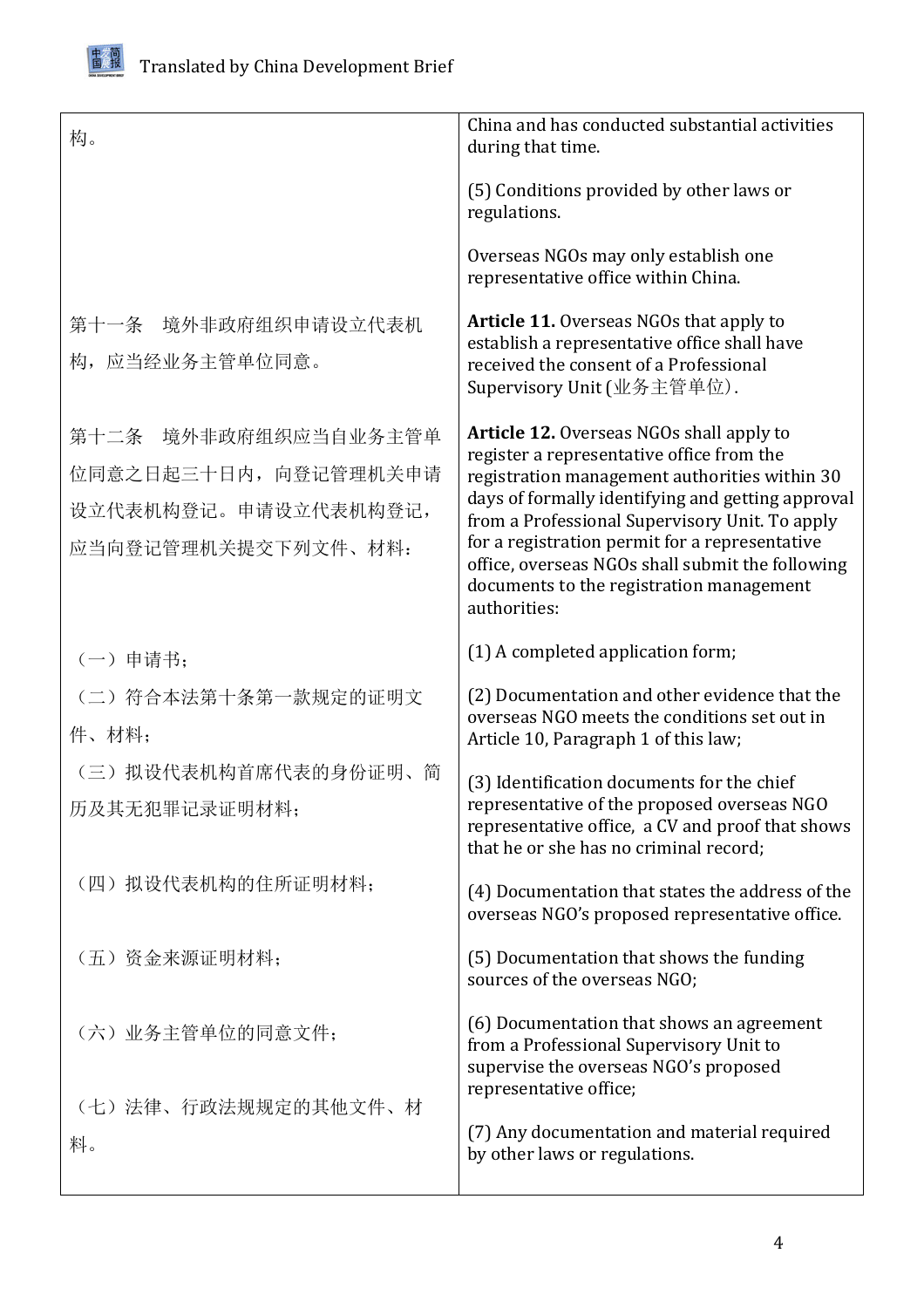| | |
|---|---|
| 构。 | China and has conducted substantial activities during that time.<br><br>(5) Conditions provided by other laws or regulations.<br><br>Overseas NGOs may only establish one representative office within China. |
| 第十一条　境外非政府组织申请设立代表机构，应当经业务主管单位同意。 | **Article 11.** Overseas NGOs that apply to establish a representative office shall have received the consent of a Professional Supervisory Unit (业务主管单位). |
| 第十二条　境外非政府组织应当自业务主管单位同意之日起三十日内，向登记管理机关申请设立代表机构登记。申请设立代表机构登记，应当向登记管理机关提交下列文件、材料： | **Article 12.** Overseas NGOs shall apply to register a representative office from the registration management authorities within 30 days of formally identifying and getting approval from a Professional Supervisory Unit. To apply for a registration permit for a representative office, overseas NGOs shall submit the following documents to the registration management authorities: |
| （一）申请书； | (1) A completed application form; |
| （二）符合本法第十条第一款规定的证明文件、材料； | (2) Documentation and other evidence that the overseas NGO meets the conditions set out in Article 10, Paragraph 1 of this law; |
| （三）拟设代表机构首席代表的身份证明、简历及其无犯罪记录证明材料； | (3) Identification documents for the chief representative of the proposed overseas NGO representative office, a CV and proof that shows that he or she has no criminal record; |
| （四）拟设代表机构的住所证明材料； | (4) Documentation that states the address of the overseas NGO's proposed representative office. |
| （五）资金来源证明材料； | (5) Documentation that shows the funding sources of the overseas NGO; |
| （六）业务主管单位的同意文件； | (6) Documentation that shows an agreement from a Professional Supervisory Unit to supervise the overseas NGO's proposed representative office; |
| （七）法律、行政法规规定的其他文件、材料。 | (7) Any documentation and material required by other laws or regulations. |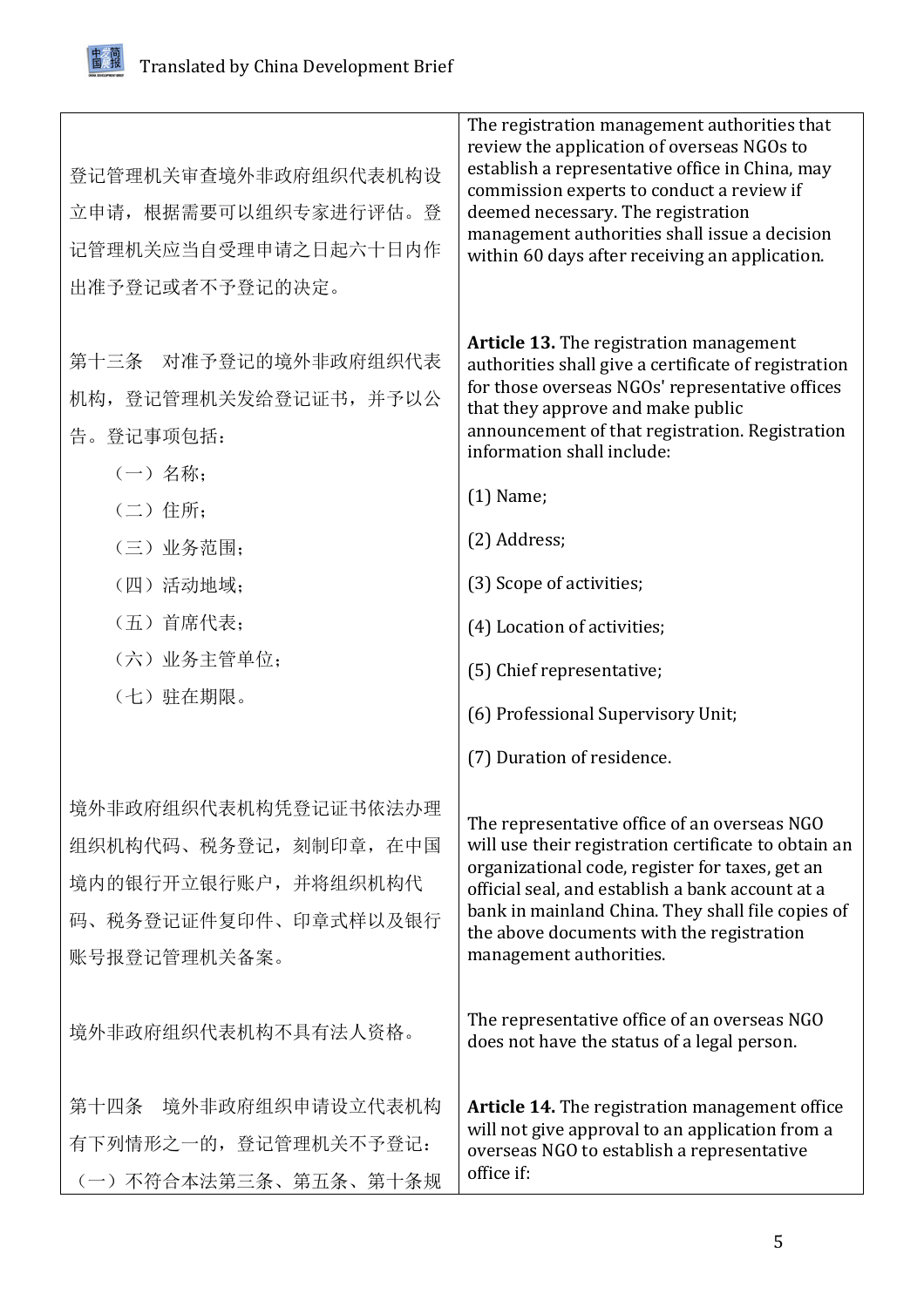| | |
|---|---|
| 登记管理机关审查境外非政府组织代表机构设立申请，根据需要可以组织专家进行评估。登记管理机关应当自受理申请之日起六十日内作出准予登记或者不予登记的决定。 | The registration management authorities that review the application of overseas NGOs to establish a representative office in China, may commission experts to conduct a review if deemed necessary. The registration management authorities shall issue a decision within 60 days after receiving an application. |
| 第十三条　对准予登记的境外非政府组织代表机构，登记管理机关发给登记证书，并予以公告。登记事项包括：<br>（一）名称；<br>（二）住所；<br>（三）业务范围；<br>（四）活动地域；<br>（五）首席代表；<br>（六）业务主管单位；<br>（七）驻在期限。 | **Article 13.** The registration management authorities shall give a certificate of registration for those overseas NGOs' representative offices that they approve and make public announcement of that registration. Registration information shall include:<br>(1) Name;<br>(2) Address;<br>(3) Scope of activities;<br>(4) Location of activities;<br>(5) Chief representative;<br>(6) Professional Supervisory Unit;<br>(7) Duration of residence. |
| 境外非政府组织代表机构凭登记证书依法办理组织机构代码、税务登记，刻制印章，在中国境内的银行开立银行账户，并将组织机构代码、税务登记证件复印件、印章式样以及银行账号报登记管理机关备案。 | The representative office of an overseas NGO will use their registration certificate to obtain an organizational code, register for taxes, get an official seal, and establish a bank account at a bank in mainland China. They shall file copies of the above documents with the registration management authorities. |
| 境外非政府组织代表机构不具有法人资格。 | The representative office of an overseas NGO does not have the status of a legal person. |
| 第十四条　境外非政府组织申请设立代表机构有下列情形之一的，登记管理机关不予登记：<br>（一）不符合本法第三条、第五条、第十条规 | **Article 14.** The registration management office will not give approval to an application from a overseas NGO to establish a representative office if: |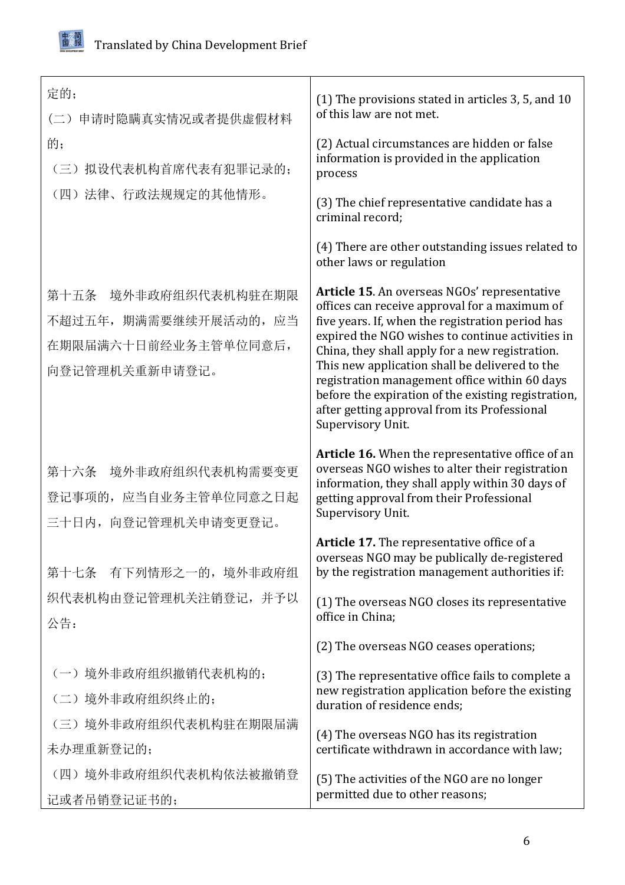| 定的；<br>（二）申请时隐瞒真实情况或者提供虚假材料的；<br>（三）拟设代表机构首席代表有犯罪记录的；<br>（四）法律、行政法规规定的其他情形。 | (1) The provisions stated in articles 3, 5, and 10 of this law are not met.<br><br>(2) Actual circumstances are hidden or false information is provided in the application process<br><br>(3) The chief representative candidate has a criminal record;<br><br>(4) There are other outstanding issues related to other laws or regulation |
|---|---|
| 第十五条　境外非政府组织代表机构驻在期限不超过五年，期满需要继续开展活动的，应当在期限届满六十日前经业务主管单位同意后，向登记管理机关重新申请登记。 | **Article 15**. An overseas NGOs' representative offices can receive approval for a maximum of five years. If, when the registration period has expired the NGO wishes to continue activities in China, they shall apply for a new registration. This new application shall be delivered to the registration management office within 60 days before the expiration of the existing registration, after getting approval from its Professional Supervisory Unit. |
| 第十六条　境外非政府组织代表机构需要变更登记事项的，应当自业务主管单位同意之日起三十日内，向登记管理机关申请变更登记。 | **Article 16.** When the representative office of an overseas NGO wishes to alter their registration information, they shall apply within 30 days of getting approval from their Professional Supervisory Unit. |
| 第十七条　有下列情形之一的，境外非政府组织代表机构由登记管理机关注销登记，并予以公告：<br><br>（一）境外非政府组织撤销代表机构的；<br>（二）境外非政府组织终止的；<br>（三）境外非政府组织代表机构驻在期限届满未办理重新登记的；<br>（四）境外非政府组织代表机构依法被撤销登记或者吊销登记证书的； | **Article 17.** The representative office of a overseas NGO may be publically de-registered by the registration management authorities if:<br><br>(1) The overseas NGO closes its representative office in China;<br><br>(2) The overseas NGO ceases operations;<br><br>(3) The representative office fails to complete a new registration application before the existing duration of residence ends;<br><br>(4) The overseas NGO has its registration certificate withdrawn in accordance with law;<br><br>(5) The activities of the NGO are no longer permitted due to other reasons; |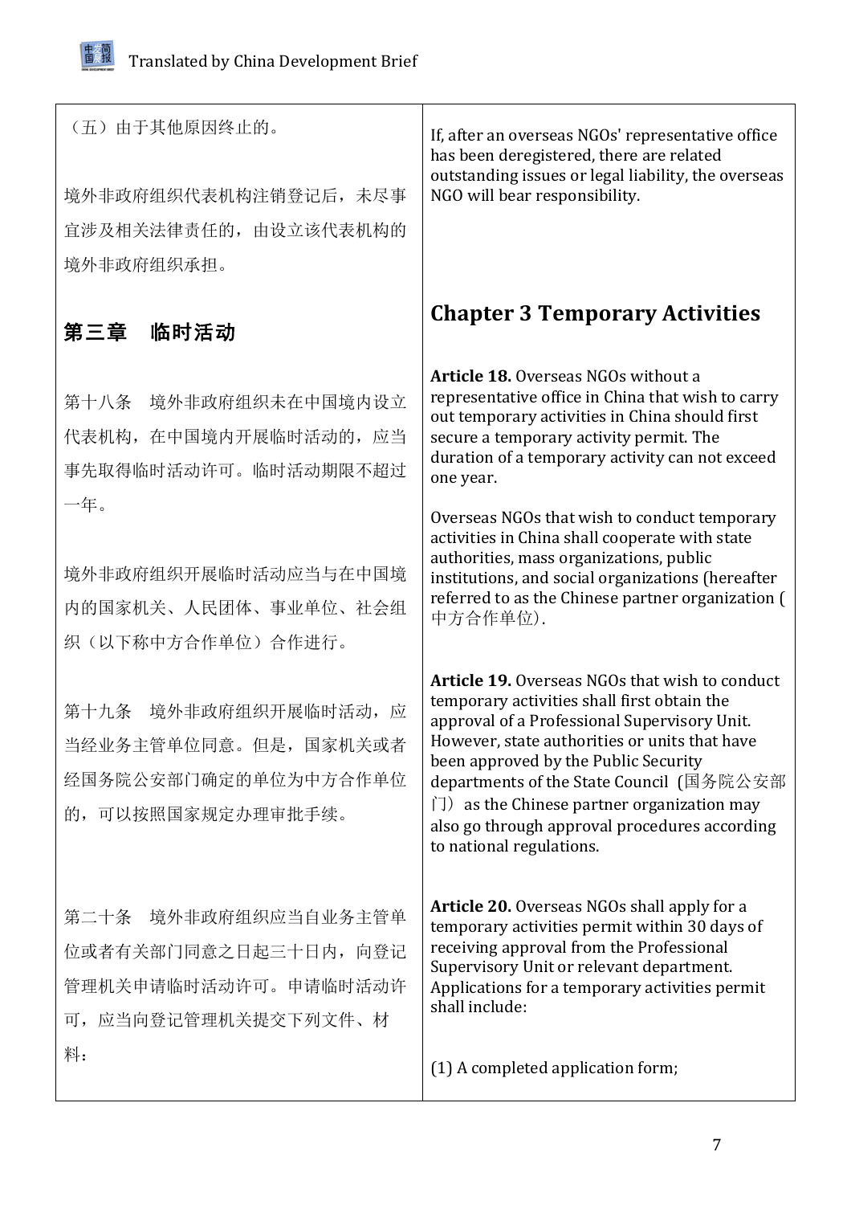| | |
|---|---|
| （五）由于其他原因终止的。 | |
| 境外非政府组织代表机构注销登记后，未尽事宜涉及相关法律责任的，由设立该代表机构的境外非政府组织承担。 | If, after an overseas NGOs' representative office has been deregistered, there are related outstanding issues or legal liability, the overseas NGO will bear responsibility. |
| **第三章　临时活动** | **Chapter 3 Temporary Activities** |
| 第十八条　境外非政府组织未在中国境内设立代表机构，在中国境内开展临时活动的，应当事先取得临时活动许可。临时活动期限不超过一年。 | **Article 18.** Overseas NGOs without a representative office in China that wish to carry out temporary activities in China should first secure a temporary activity permit. The duration of a temporary activity can not exceed one year. |
| 境外非政府组织开展临时活动应当与在中国境内的国家机关、人民团体、事业单位、社会组织（以下称中方合作单位）合作进行。 | Overseas NGOs that wish to conduct temporary activities in China shall cooperate with state authorities, mass organizations, public institutions, and social organizations (hereafter referred to as the Chinese partner organization ( 中方合作单位). |
| 第十九条　境外非政府组织开展临时活动，应当经业务主管单位同意。但是，国家机关或者经国务院公安部门确定的单位为中方合作单位的，可以按照国家规定办理审批手续。 | **Article 19.** Overseas NGOs that wish to conduct temporary activities shall first obtain the approval of a Professional Supervisory Unit. However, state authorities or units that have been approved by the Public Security departments of the State Council（国务院公安部门）as the Chinese partner organization may also go through approval procedures according to national regulations. |
| 第二十条　境外非政府组织应当自业务主管单位或者有关部门同意之日起三十日内，向登记管理机关申请临时活动许可。申请临时活动许可，应当向登记管理机关提交下列文件、材料： | **Article 20.** Overseas NGOs shall apply for a temporary activities permit within 30 days of receiving approval from the Professional Supervisory Unit or relevant department. Applications for a temporary activities permit shall include: |
| | (1) A completed application form; |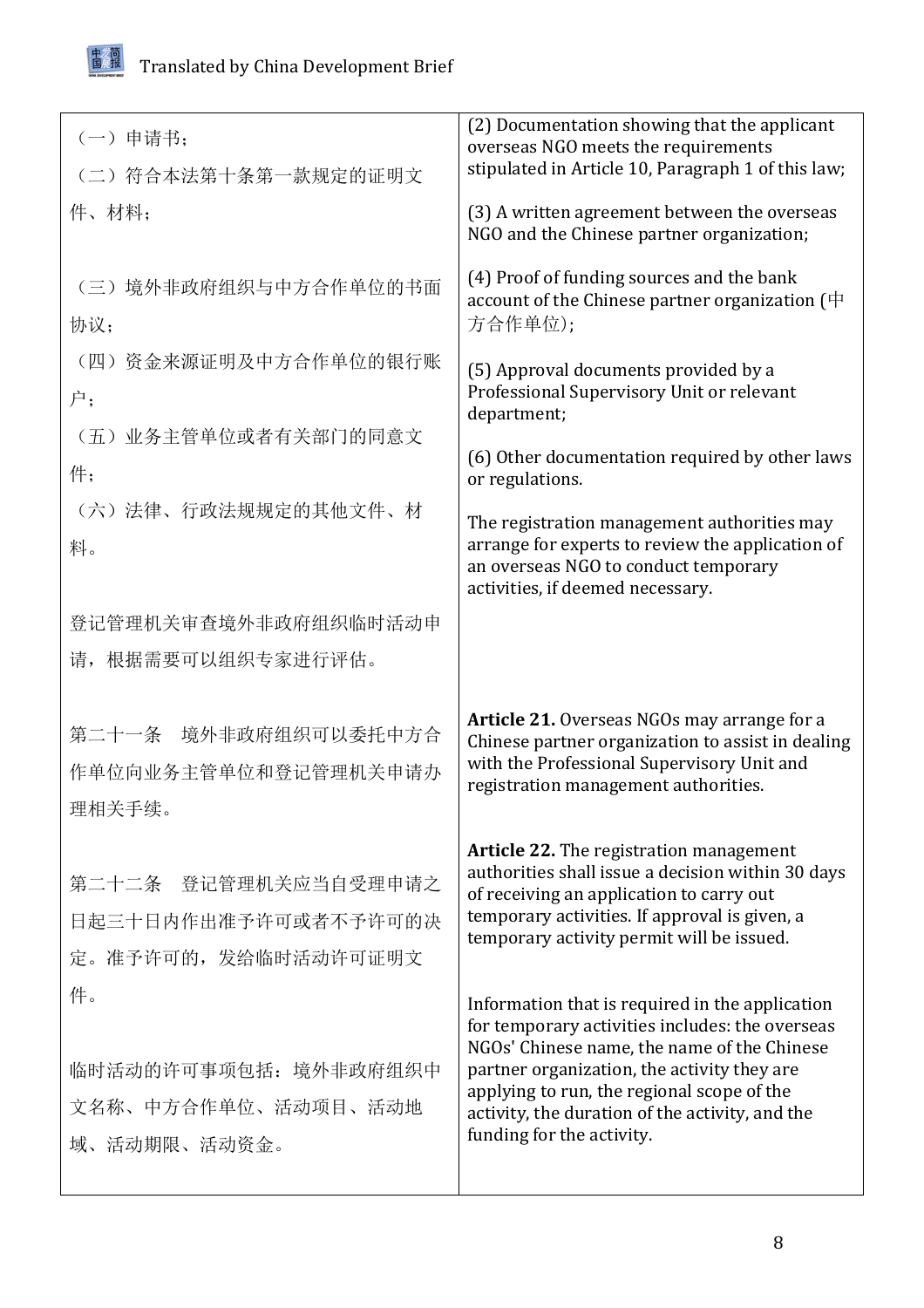| | |
|---|---|
| （一）申请书；<br>（二）符合本法第十条第一款规定的证明文件、材料；<br>（三）境外非政府组织与中方合作单位的书面协议；<br>（四）资金来源证明及中方合作单位的银行账户；<br>（五）业务主管单位或者有关部门的同意文件；<br>（六）法律、行政法规规定的其他文件、材料。<br><br>登记管理机关审查境外非政府组织临时活动申请，根据需要可以组织专家进行评估。 | (2) Documentation showing that the applicant overseas NGO meets the requirements stipulated in Article 10, Paragraph 1 of this law;<br><br>(3) A written agreement between the overseas NGO and the Chinese partner organization;<br><br>(4) Proof of funding sources and the bank account of the Chinese partner organization (中方合作单位);<br><br>(5) Approval documents provided by a Professional Supervisory Unit or relevant department;<br><br>(6) Other documentation required by other laws or regulations.<br><br>The registration management authorities may arrange for experts to review the application of an overseas NGO to conduct temporary activities, if deemed necessary. |
| 第二十一条　境外非政府组织可以委托中方合作单位向业务主管单位和登记管理机关申请办理相关手续。 | **Article 21.** Overseas NGOs may arrange for a Chinese partner organization to assist in dealing with the Professional Supervisory Unit and registration management authorities. |
| 第二十二条　登记管理机关应当自受理申请之日起三十日内作出准予许可或者不予许可的决定。准予许可的，发给临时活动许可证明文件。<br><br>临时活动的许可事项包括：境外非政府组织中文名称、中方合作单位、活动项目、活动地域、活动期限、活动资金。 | **Article 22.** The registration management authorities shall issue a decision within 30 days of receiving an application to carry out temporary activities. If approval is given, a temporary activity permit will be issued.<br><br>Information that is required in the application for temporary activities includes: the overseas NGOs' Chinese name, the name of the Chinese partner organization, the activity they are applying to run, the regional scope of the activity, the duration of the activity, and the funding for the activity. |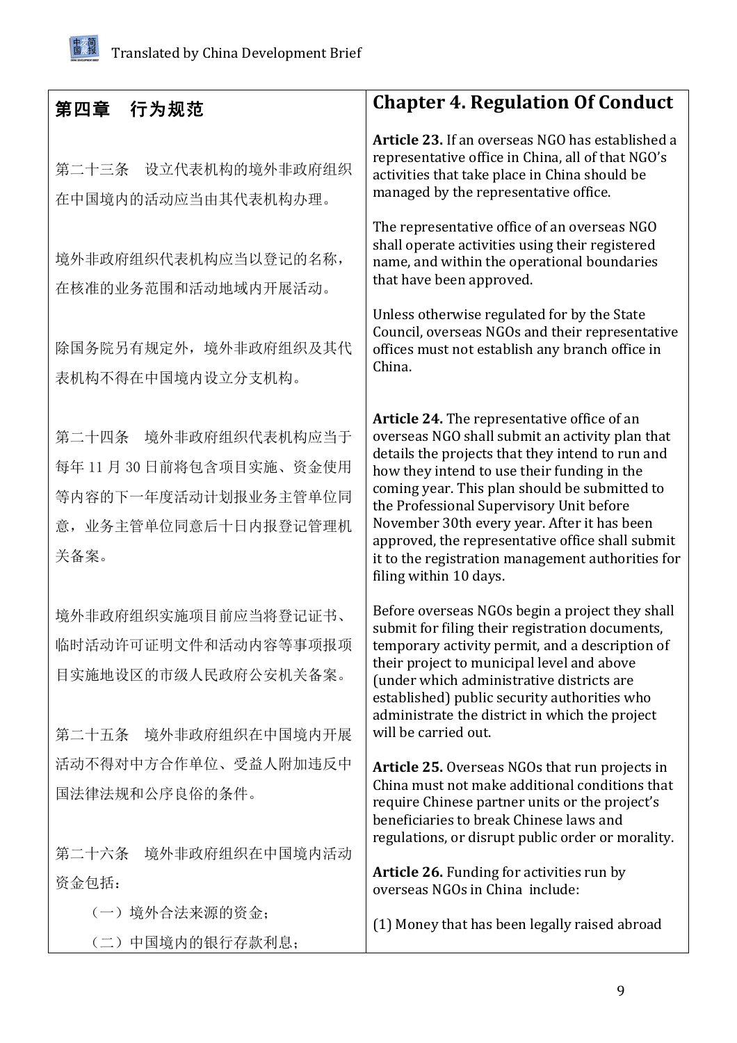| 第四章　行为规范 | **Chapter 4. Regulation Of Conduct** |
| --- | --- |
| 第二十三条　设立代表机构的境外非政府组织在中国境内的活动应当由其代表机构办理。 | **Article 23.** If an overseas NGO has established a representative office in China, all of that NGO's activities that take place in China should be managed by the representative office. |
| 境外非政府组织代表机构应当以登记的名称，在核准的业务范围和活动地域内开展活动。 | The representative office of an overseas NGO shall operate activities using their registered name, and within the operational boundaries that have been approved. |
| 除国务院另有规定外，境外非政府组织及其代表机构不得在中国境内设立分支机构。 | Unless otherwise regulated for by the State Council, overseas NGOs and their representative offices must not establish any branch office in China. |
| 第二十四条　境外非政府组织代表机构应当于每年 11 月 30 日前将包含项目实施、资金使用等内容的下一年度活动计划报业务主管单位同意，业务主管单位同意后十日内报登记管理机关备案。 | **Article 24.** The representative office of an overseas NGO shall submit an activity plan that details the projects that they intend to run and how they intend to use their funding in the coming year. This plan should be submitted to the Professional Supervisory Unit before November 30th every year. After it has been approved, the representative office shall submit it to the registration management authorities for filing within 10 days. |
| 境外非政府组织实施项目前应当将登记证书、临时活动许可证明文件和活动内容等事项报项目实施地设区的市级人民政府公安机关备案。 | Before overseas NGOs begin a project they shall submit for filing their registration documents, temporary activity permit, and a description of their project to municipal level and above (under which administrative districts are established) public security authorities who administrate the district in which the project will be carried out. |
| 第二十五条　境外非政府组织在中国境内开展活动不得对中方合作单位、受益人附加违反中国法律法规和公序良俗的条件。 | **Article 25.** Overseas NGOs that run projects in China must not make additional conditions that require Chinese partner units or the project's beneficiaries to break Chinese laws and regulations, or disrupt public order or morality. |
| 第二十六条　境外非政府组织在中国境内活动资金包括： | **Article 26.** Funding for activities run by overseas NGOs in China include: |
| （一）境外合法来源的资金； | (1) Money that has been legally raised abroad |
| （二）中国境内的银行存款利息； | |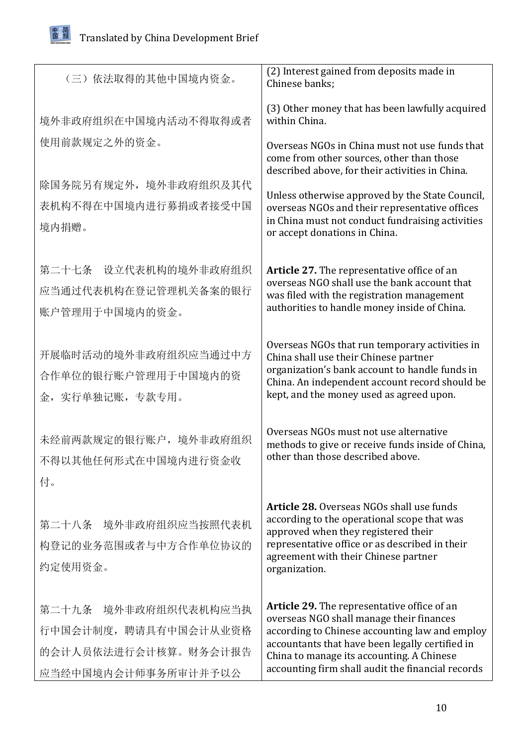| | |
|---|---|
| （三）依法取得的其他中国境内资金。 | (2) Interest gained from deposits made in Chinese banks;<br><br>(3) Other money that has been lawfully acquired within China. |
| 境外非政府组织在中国境内活动不得取得或者使用前款规定之外的资金。 | Overseas NGOs in China must not use funds that come from other sources, other than those described above, for their activities in China. |
| 除国务院另有规定外，境外非政府组织及其代表机构不得在中国境内进行募捐或者接受中国境内捐赠。 | Unless otherwise approved by the State Council, overseas NGOs and their representative offices in China must not conduct fundraising activities or accept donations in China. |
| 第二十七条　设立代表机构的境外非政府组织应当通过代表机构在登记管理机关备案的银行账户管理用于中国境内的资金。 | **Article 27.** The representative office of an overseas NGO shall use the bank account that was filed with the registration management authorities to handle money inside of China. |
| 开展临时活动的境外非政府组织应当通过中方合作单位的银行账户管理用于中国境内的资金，实行单独记账，专款专用。 | Overseas NGOs that run temporary activities in China shall use their Chinese partner organization's bank account to handle funds in China. An independent account record should be kept, and the money used as agreed upon. |
| 未经前两款规定的银行账户，境外非政府组织不得以其他任何形式在中国境内进行资金收付。 | Overseas NGOs must not use alternative methods to give or receive funds inside of China, other than those described above. |
| 第二十八条　境外非政府组织应当按照代表机构登记的业务范围或者与中方合作单位协议的约定使用资金。 | **Article 28.** Overseas NGOs shall use funds according to the operational scope that was approved when they registered their representative office or as described in their agreement with their Chinese partner organization. |
| 第二十九条　境外非政府组织代表机构应当执行中国会计制度，聘请具有中国会计从业资格的会计人员依法进行会计核算。财务会计报告应当经中国境内会计师事务所审计并予以公 | **Article 29.** The representative office of an overseas NGO shall manage their finances according to Chinese accounting law and employ accountants that have been legally certified in China to manage its accounting. A Chinese accounting firm shall audit the financial records |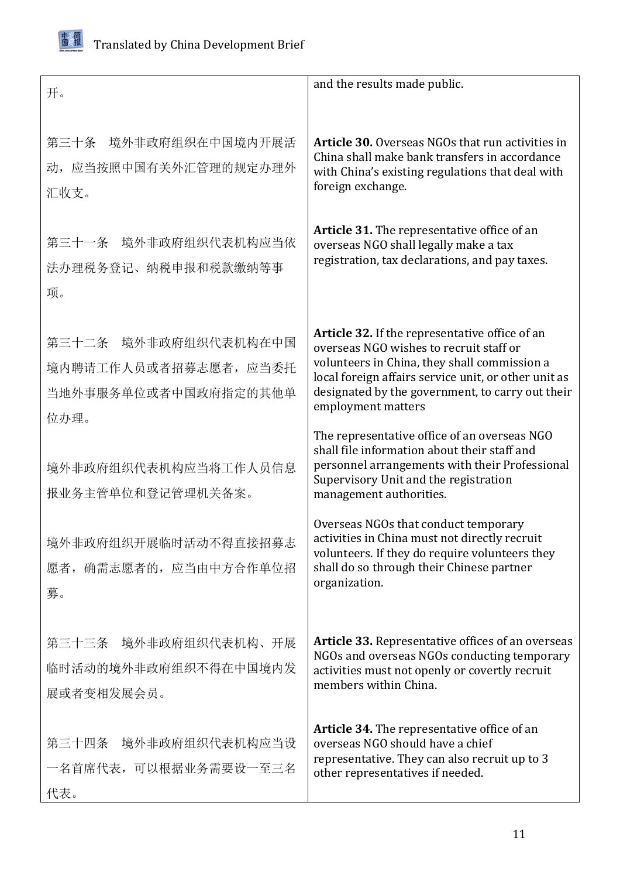| | |
|---|---|
| 开。 | and the results made public. |
| 第三十条　境外非政府组织在中国境内开展活动，应当按照中国有关外汇管理的规定办理外汇收支。 | **Article 30.** Overseas NGOs that run activities in China shall make bank transfers in accordance with China's existing regulations that deal with foreign exchange. |
| 第三十一条　境外非政府组织代表机构应当依法办理税务登记、纳税申报和税款缴纳等事项。 | **Article 31.** The representative office of an overseas NGO shall legally make a tax registration, tax declarations, and pay taxes. |
| 第三十二条　境外非政府组织代表机构在中国境内聘请工作人员或者招募志愿者，应当委托当地外事服务单位或者中国政府指定的其他单位办理。 | **Article 32.** If the representative office of an overseas NGO wishes to recruit staff or volunteers in China, they shall commission a local foreign affairs service unit, or other unit as designated by the government, to carry out their employment matters |
| 境外非政府组织代表机构应当将工作人员信息报业务主管单位和登记管理机关备案。 | The representative office of an overseas NGO shall file information about their staff and personnel arrangements with their Professional Supervisory Unit and the registration management authorities. |
| 境外非政府组织开展临时活动不得直接招募志愿者，确需志愿者的，应当由中方合作单位招募。 | Overseas NGOs that conduct temporary activities in China must not directly recruit volunteers. If they do require volunteers they shall do so through their Chinese partner organization. |
| 第三十三条　境外非政府组织代表机构、开展临时活动的境外非政府组织不得在中国境内发展或者变相发展会员。 | **Article 33.** Representative offices of an overseas NGOs and overseas NGOs conducting temporary activities must not openly or covertly recruit members within China. |
| 第三十四条　境外非政府组织代表机构应当设一名首席代表，可以根据业务需要设一至三名代表。 | **Article 34.** The representative office of an overseas NGO should have a chief representative. They can also recruit up to 3 other representatives if needed. |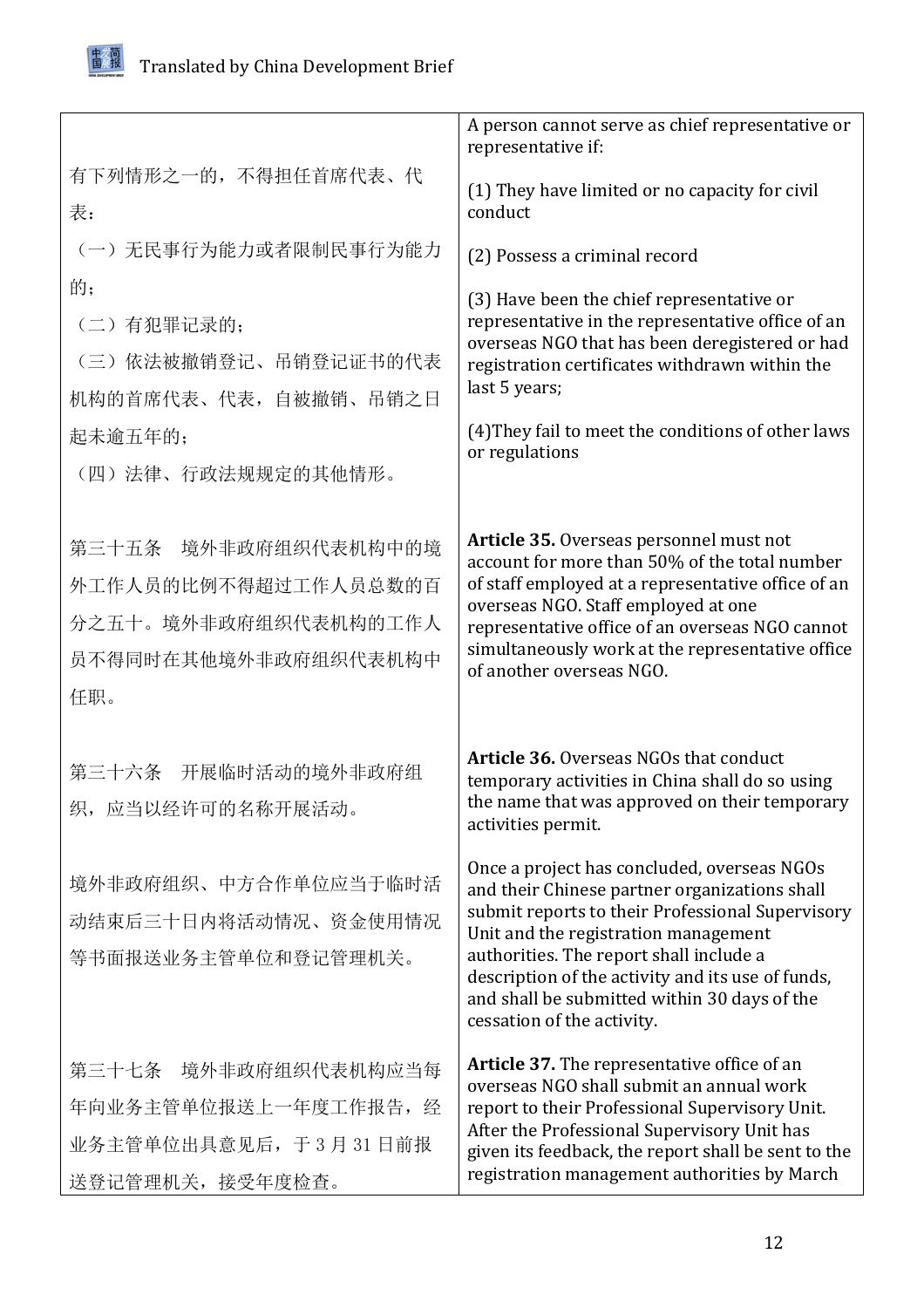| | |
|---|---|
| 有下列情形之一的，不得担任首席代表、代表：<br>（一）无民事行为能力或者限制民事行为能力的；<br>（二）有犯罪记录的；<br>（三）依法被撤销登记、吊销登记证书的代表机构的首席代表、代表，自被撤销、吊销之日起未逾五年的；<br>（四）法律、行政法规规定的其他情形。 | A person cannot serve as chief representative or representative if:<br>(1) They have limited or no capacity for civil conduct<br>(2) Possess a criminal record<br>(3) Have been the chief representative or representative in the representative office of an overseas NGO that has been deregistered or had registration certificates withdrawn within the last 5 years;<br>(4)They fail to meet the conditions of other laws or regulations |
| 第三十五条　境外非政府组织代表机构中的境外工作人员的比例不得超过工作人员总数的百分之五十。境外非政府组织代表机构的工作人员不得同时在其他境外非政府组织代表机构中任职。 | **Article 35.** Overseas personnel must not account for more than 50% of the total number of staff employed at a representative office of an overseas NGO. Staff employed at one representative office of an overseas NGO cannot simultaneously work at the representative office of another overseas NGO. |
| 第三十六条　开展临时活动的境外非政府组织，应当以经许可的名称开展活动。 | **Article 36.** Overseas NGOs that conduct temporary activities in China shall do so using the name that was approved on their temporary activities permit. |
| 境外非政府组织、中方合作单位应当于临时活动结束后三十日内将活动情况、资金使用情况等书面报送业务主管单位和登记管理机关。 | Once a project has concluded, overseas NGOs and their Chinese partner organizations shall submit reports to their Professional Supervisory Unit and the registration management authorities. The report shall include a description of the activity and its use of funds, and shall be submitted within 30 days of the cessation of the activity. |
| 第三十七条　境外非政府组织代表机构应当每年向业务主管单位报送上一年度工作报告，经业务主管单位出具意见后，于 3 月 31 日前报送登记管理机关，接受年度检查。 | **Article 37.** The representative office of an overseas NGO shall submit an annual work report to their Professional Supervisory Unit. After the Professional Supervisory Unit has given its feedback, the report shall be sent to the registration management authorities by March |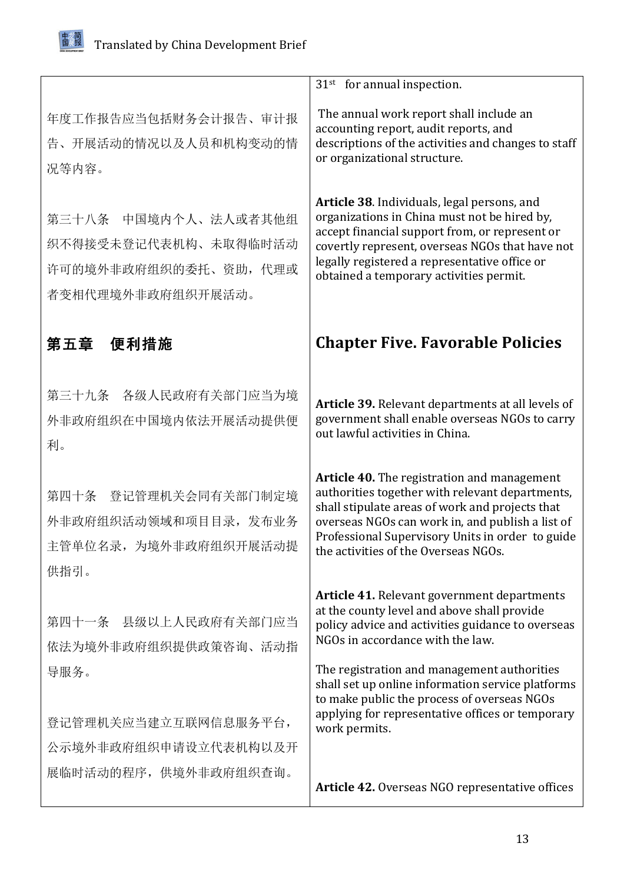| | |
|---|---|
| | 31st for annual inspection. |
| 年度工作报告应当包括财务会计报告、审计报告、开展活动的情况以及人员和机构变动的情况等内容。 | The annual work report shall include an accounting report, audit reports, and descriptions of the activities and changes to staff or organizational structure. |
| 第三十八条　中国境内个人、法人或者其他组织不得接受未登记代表机构、未取得临时活动许可的境外非政府组织的委托、资助，代理或者变相代理境外非政府组织开展活动。 | **Article 38**. Individuals, legal persons, and organizations in China must not be hired by, accept financial support from, or represent or covertly represent, overseas NGOs that have not legally registered a representative office or obtained a temporary activities permit. |
| **第五章　便利措施** | **Chapter Five. Favorable Policies** |
| 第三十九条　各级人民政府有关部门应当为境外非政府组织在中国境内依法开展活动提供便利。 | **Article 39.** Relevant departments at all levels of government shall enable overseas NGOs to carry out lawful activities in China. |
| 第四十条　登记管理机关会同有关部门制定境外非政府组织活动领域和项目目录，发布业务主管单位名录，为境外非政府组织开展活动提供指引。 | **Article 40.** The registration and management authorities together with relevant departments, shall stipulate areas of work and projects that overseas NGOs can work in, and publish a list of Professional Supervisory Units in order to guide the activities of the Overseas NGOs. |
| 第四十一条　县级以上人民政府有关部门应当依法为境外非政府组织提供政策咨询、活动指导服务。 | **Article 41.** Relevant government departments at the county level and above shall provide policy advice and activities guidance to overseas NGOs in accordance with the law. |
| 登记管理机关应当建立互联网信息服务平台，公示境外非政府组织申请设立代表机构以及开展临时活动的程序，供境外非政府组织查询。 | The registration and management authorities shall set up online information service platforms to make public the process of overseas NGOs applying for representative offices or temporary work permits. |
| | **Article 42.** Overseas NGO representative offices |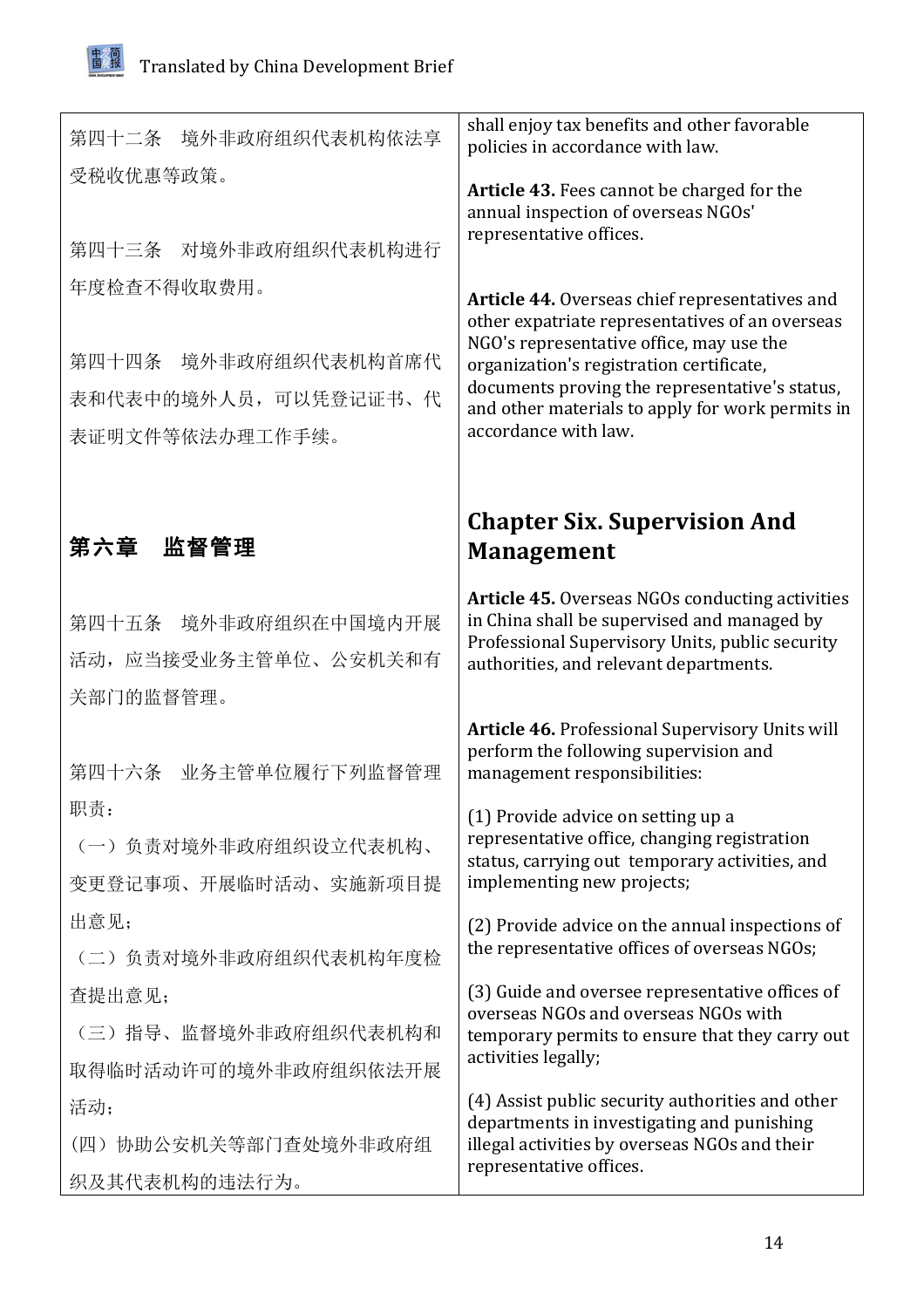| | |
|---|---|
| 第四十二条　境外非政府组织代表机构依法享受税收优惠等政策。 | shall enjoy tax benefits and other favorable policies in accordance with law. |
| 第四十三条　对境外非政府组织代表机构进行年度检查不得收取费用。 | **Article 43.** Fees cannot be charged for the annual inspection of overseas NGOs' representative offices. |
| 第四十四条　境外非政府组织代表机构首席代表和代表中的境外人员，可以凭登记证书、代表证明文件等依法办理工作手续。 | **Article 44.** Overseas chief representatives and other expatriate representatives of an overseas NGO's representative office, may use the organization's registration certificate, documents proving the representative's status, and other materials to apply for work permits in accordance with law. |
| **第六章　监督管理** | **Chapter Six. Supervision And Management** |
| 第四十五条　境外非政府组织在中国境内开展活动，应当接受业务主管单位、公安机关和有关部门的监督管理。 | **Article 45.** Overseas NGOs conducting activities in China shall be supervised and managed by Professional Supervisory Units, public security authorities, and relevant departments. |
| 第四十六条　业务主管单位履行下列监督管理职责： | **Article 46.** Professional Supervisory Units will perform the following supervision and management responsibilities: |
| （一）负责对境外非政府组织设立代表机构、变更登记事项、开展临时活动、实施新项目提出意见； | (1) Provide advice on setting up a representative office, changing registration status, carrying out temporary activities, and implementing new projects; |
| （二）负责对境外非政府组织代表机构年度检查提出意见； | (2) Provide advice on the annual inspections of the representative offices of overseas NGOs; |
| （三）指导、监督境外非政府组织代表机构和取得临时活动许可的境外非政府组织依法开展活动； | (3) Guide and oversee representative offices of overseas NGOs and overseas NGOs with temporary permits to ensure that they carry out activities legally; |
| (四）协助公安机关等部门查处境外非政府组织及其代表机构的违法行为。 | (4) Assist public security authorities and other departments in investigating and punishing illegal activities by overseas NGOs and their representative offices. |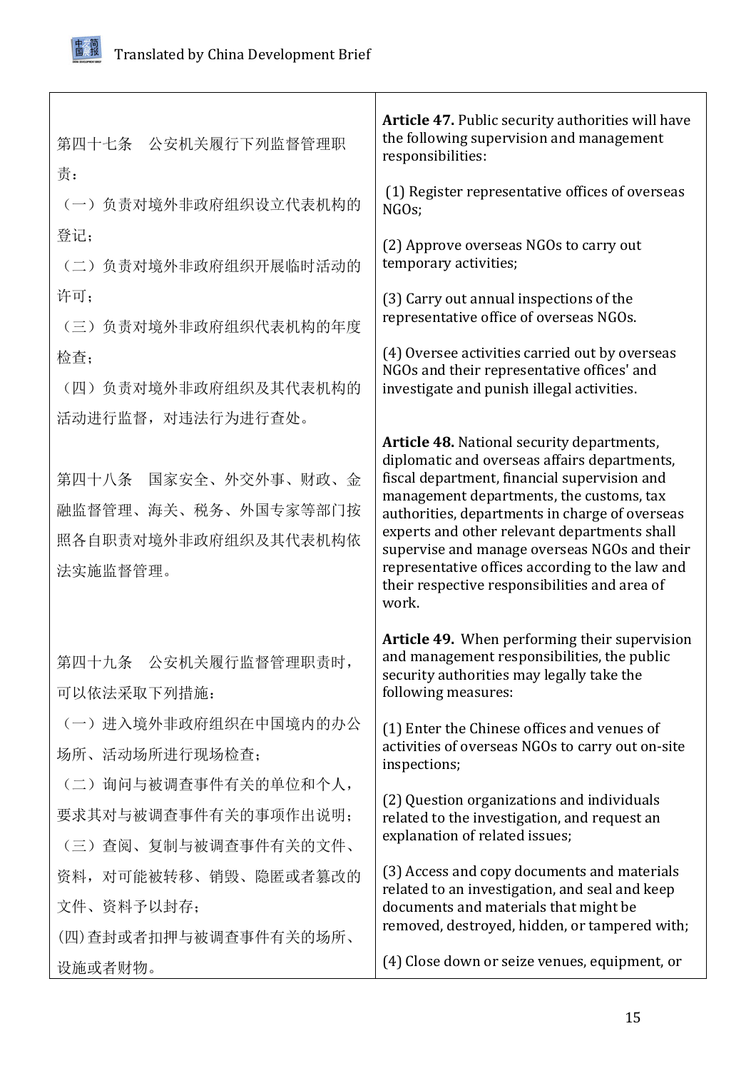| | |
|---|---|
| 第四十七条　公安机关履行下列监督管理职责：<br>（一）负责对境外非政府组织设立代表机构的登记；<br>（二）负责对境外非政府组织开展临时活动的许可；<br>（三）负责对境外非政府组织代表机构的年度检查；<br>（四）负责对境外非政府组织及其代表机构的活动进行监督，对违法行为进行查处。 | **Article 47.** Public security authorities will have the following supervision and management responsibilities:<br>(1) Register representative offices of overseas NGOs;<br>(2) Approve overseas NGOs to carry out temporary activities;<br>(3) Carry out annual inspections of the representative office of overseas NGOs.<br>(4) Oversee activities carried out by overseas NGOs and their representative offices' and investigate and punish illegal activities. |
| 第四十八条　国家安全、外交外事、财政、金融监督管理、海关、税务、外国专家等部门按照各自职责对境外非政府组织及其代表机构依法实施监督管理。 | **Article 48.** National security departments, diplomatic and overseas affairs departments, fiscal department, financial supervision and management departments, the customs, tax authorities, departments in charge of overseas experts and other relevant departments shall supervise and manage overseas NGOs and their representative offices according to the law and their respective responsibilities and area of work. |
| 第四十九条　公安机关履行监督管理职责时，可以依法采取下列措施：<br>（一）进入境外非政府组织在中国境内的办公场所、活动场所进行现场检查；<br>（二）询问与被调查事件有关的单位和个人，要求其对与被调查事件有关的事项作出说明；<br>（三）查阅、复制与被调查事件有关的文件、资料，对可能被转移、销毁、隐匿或者篡改的文件、资料予以封存；<br>(四)查封或者扣押与被调查事件有关的场所、设施或者财物。 | **Article 49.** When performing their supervision and management responsibilities, the public security authorities may legally take the following measures:<br>(1) Enter the Chinese offices and venues of activities of overseas NGOs to carry out on-site inspections;<br>(2) Question organizations and individuals related to the investigation, and request an explanation of related issues;<br>(3) Access and copy documents and materials related to an investigation, and seal and keep documents and materials that might be removed, destroyed, hidden, or tampered with;<br>(4) Close down or seize venues, equipment, or |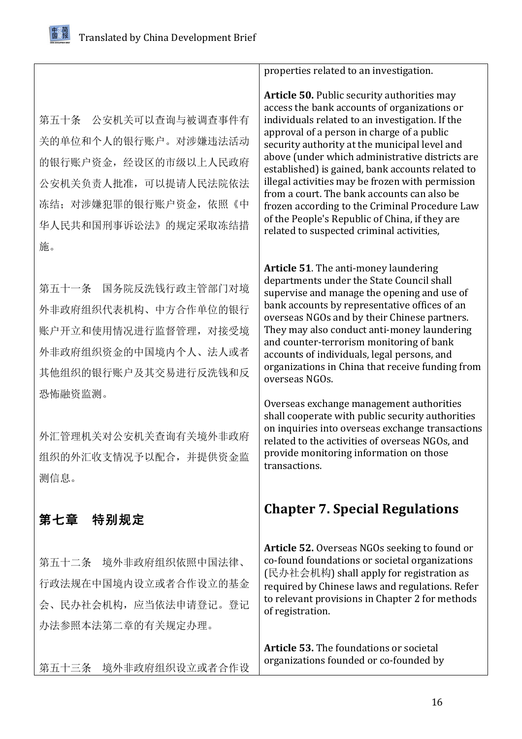| | |
|---|---|
| | properties related to an investigation. |
| 第五十条　公安机关可以查询与被调查事件有关的单位和个人的银行账户。对涉嫌违法活动的银行账户资金，经设区的市级以上人民政府公安机关负责人批准，可以提请人民法院依法冻结；对涉嫌犯罪的银行账户资金，依照《中华人民共和国刑事诉讼法》的规定采取冻结措施。 | **Article 50.** Public security authorities may access the bank accounts of organizations or individuals related to an investigation. If the approval of a person in charge of a public security authority at the municipal level and above (under which administrative districts are established) is gained, bank accounts related to illegal activities may be frozen with permission from a court. The bank accounts can also be frozen according to the Criminal Procedure Law of the People's Republic of China, if they are related to suspected criminal activities, |
| 第五十一条　国务院反洗钱行政主管部门对境外非政府组织代表机构、中方合作单位的银行账户开立和使用情况进行监督管理，对接受境外非政府组织资金的中国境内个人、法人或者其他组织的银行账户及其交易进行反洗钱和反恐怖融资监测。 | **Article 51**. The anti-money laundering departments under the State Council shall supervise and manage the opening and use of bank accounts by representative offices of an overseas NGOs and by their Chinese partners. They may also conduct anti-money laundering and counter-terrorism monitoring of bank accounts of individuals, legal persons, and organizations in China that receive funding from overseas NGOs. |
| 外汇管理机关对公安机关查询有关境外非政府组织的外汇收支情况予以配合，并提供资金监测信息。 | Overseas exchange management authorities shall cooperate with public security authorities on inquiries into overseas exchange transactions related to the activities of overseas NGOs, and provide monitoring information on those transactions. |
| **第七章　特别规定** | **Chapter 7. Special Regulations** |
| 第五十二条　境外非政府组织依照中国法律、行政法规在中国境内设立或者合作设立的基金会、民办社会机构，应当依法申请登记。登记办法参照本法第二章的有关规定办理。 | **Article 52.** Overseas NGOs seeking to found or co-found foundations or societal organizations (民办社会机构) shall apply for registration as required by Chinese laws and regulations. Refer to relevant provisions in Chapter 2 for methods of registration. |
| 第五十三条　境外非政府组织设立或者合作设 | **Article 53.** The foundations or societal organizations founded or co-founded by |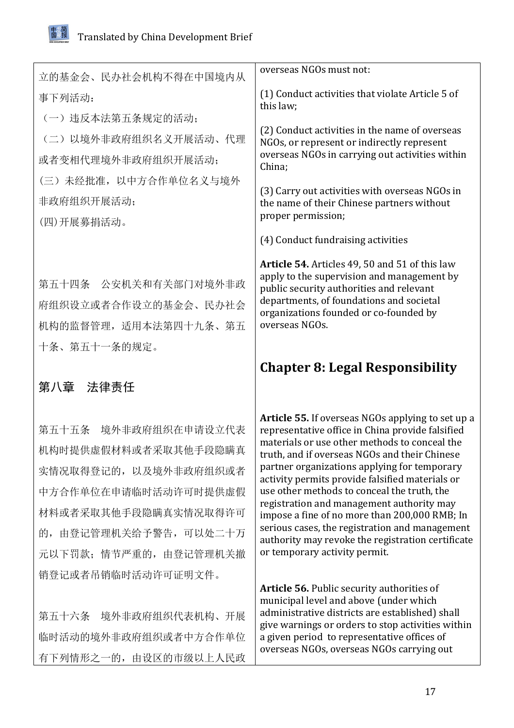| | |
|---|---|
| 立的基金会、民办社会机构不得在中国境内从事下列活动：<br>（一）违反本法第五条规定的活动；<br>（二）以境外非政府组织名义开展活动、代理或者变相代理境外非政府组织开展活动；<br>（三）未经批准，以中方合作单位名义与境外非政府组织开展活动；<br>(四)开展募捐活动。 | overseas NGOs must not:<br>(1) Conduct activities that violate Article 5 of this law;<br>(2) Conduct activities in the name of overseas NGOs, or represent or indirectly represent overseas NGOs in carrying out activities within China;<br>(3) Carry out activities with overseas NGOs in the name of their Chinese partners without proper permission;<br>(4) Conduct fundraising activities |
| 第五十四条　公安机关和有关部门对境外非政府组织设立或者合作设立的基金会、民办社会机构的监督管理，适用本法第四十九条、第五十条、第五十一条的规定。 | **Article 54.** Articles 49, 50 and 51 of this law apply to the supervision and management by public security authorities and relevant departments, of foundations and societal organizations founded or co-founded by overseas NGOs. |
| **第八章　法律责任** | **Chapter 8: Legal Responsibility** |
| 第五十五条　境外非政府组织在申请设立代表机构时提供虚假材料或者采取其他手段隐瞒真实情况取得登记的，以及境外非政府组织或者中方合作单位在申请临时活动许可时提供虚假材料或者采取其他手段隐瞒真实情况取得许可的，由登记管理机关给予警告，可以处二十万元以下罚款；情节严重的，由登记管理机关撤销登记或者吊销临时活动许可证明文件。 | **Article 55.** If overseas NGOs applying to set up a representative office in China provide falsified materials or use other methods to conceal the truth, and if overseas NGOs and their Chinese partner organizations applying for temporary activity permits provide falsified materials or use other methods to conceal the truth, the registration and management authority may impose a fine of no more than 200,000 RMB; In serious cases, the registration and management authority may revoke the registration certificate or temporary activity permit. |
| 第五十六条　境外非政府组织代表机构、开展临时活动的境外非政府组织或者中方合作单位有下列情形之一的，由设区的市级以上人民政 | **Article 56.** Public security authorities of municipal level and above (under which administrative districts are established) shall give warnings or orders to stop activities within a given period to representative offices of overseas NGOs, overseas NGOs carrying out |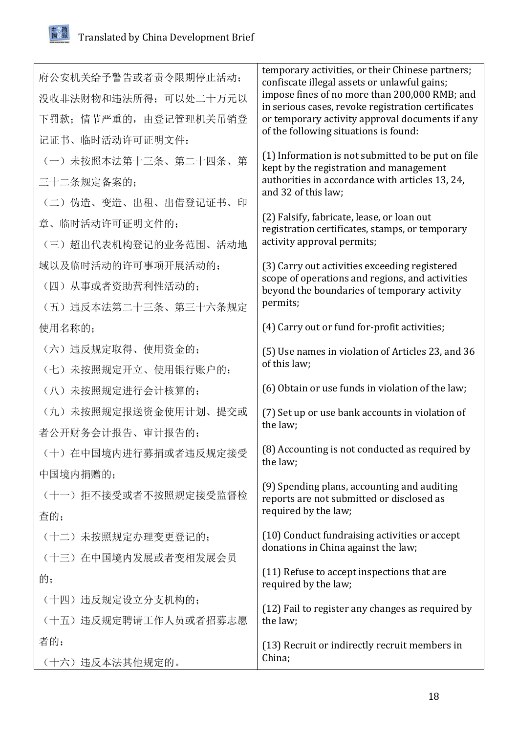| | |
|---|---|
| 府公安机关给予警告或者责令限期停止活动；没收非法财物和违法所得；可以处二十万元以下罚款；情节严重的，由登记管理机关吊销登记证书、临时活动许可证明文件： | temporary activities, or their Chinese partners; confiscate illegal assets or unlawful gains; impose fines of no more than 200,000 RMB; and in serious cases, revoke registration certificates or temporary activity approval documents if any of the following situations is found: |
| （一）未按照本法第十三条、第二十四条、第三十二条规定备案的； | (1) Information is not submitted to be put on file kept by the registration and management authorities in accordance with articles 13, 24, and 32 of this law; |
| （二）伪造、变造、出租、出借登记证书、印章、临时活动许可证明文件的； | (2) Falsify, fabricate, lease, or loan out registration certificates, stamps, or temporary activity approval permits; |
| （三）超出代表机构登记的业务范围、活动地域以及临时活动的许可事项开展活动的； | (3) Carry out activities exceeding registered scope of operations and regions, and activities beyond the boundaries of temporary activity permits; |
| （四）从事或者资助营利性活动的； | (4) Carry out or fund for-profit activities; |
| （五）违反本法第二十三条、第三十六条规定使用名称的； | (5) Use names in violation of Articles 23, and 36 of this law; |
| （六）违反规定取得、使用资金的； | (6) Obtain or use funds in violation of the law; |
| （七）未按照规定开立、使用银行账户的； | (7) Set up or use bank accounts in violation of the law; |
| （八）未按照规定进行会计核算的； | (8) Accounting is not conducted as required by the law; |
| （九）未按照规定报送资金使用计划、提交或者公开财务会计报告、审计报告的； | (9) Spending plans, accounting and auditing reports are not submitted or disclosed as required by the law; |
| （十）在中国境内进行募捐或者违反规定接受中国境内捐赠的； | (10) Conduct fundraising activities or accept donations in China against the law; |
| （十一）拒不接受或者不按照规定接受监督检查的； | (11) Refuse to accept inspections that are required by the law; |
| （十二）未按照规定办理变更登记的； | (12) Fail to register any changes as required by the law; |
| （十三）在中国境内发展或者变相发展会员的； | (13) Recruit or indirectly recruit members in China; |
| （十四）违反规定设立分支机构的； | |
| （十五）违反规定聘请工作人员或者招募志愿者的； | |
| （十六）违反本法其他规定的。 | |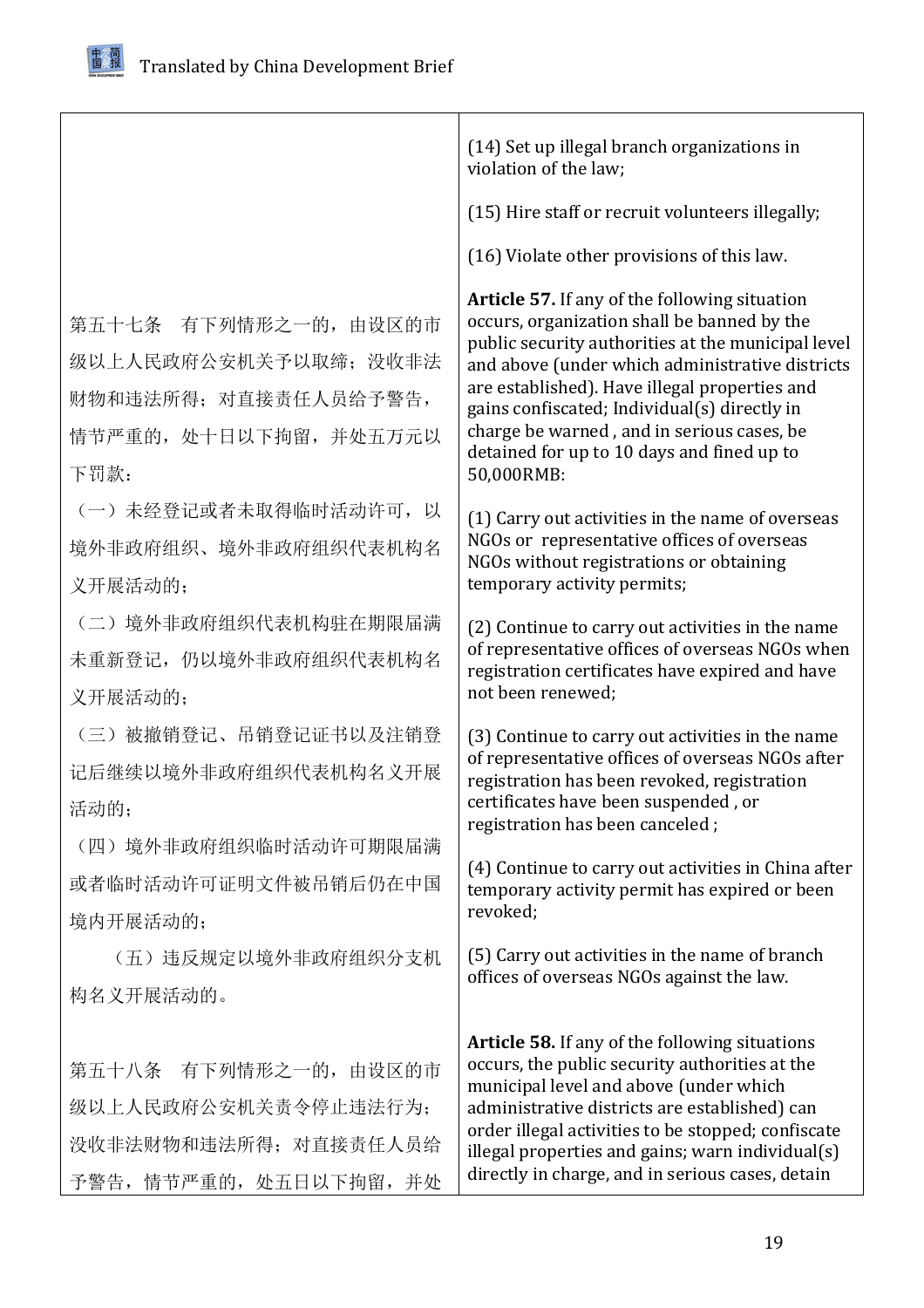| | |
|---|---|
| | (14) Set up illegal branch organizations in violation of the law; |
| | (15) Hire staff or recruit volunteers illegally; |
| | (16) Violate other provisions of this law. |
| 第五十七条　有下列情形之一的，由设区的市级以上人民政府公安机关予以取缔；没收非法财物和违法所得；对直接责任人员给予警告，情节严重的，处十日以下拘留，并处五万元以下罚款： | **Article 57.** If any of the following situation occurs, organization shall be banned by the public security authorities at the municipal level and above (under which administrative districts are established). Have illegal properties and gains confiscated; Individual(s) directly in charge be warned , and in serious cases, be detained for up to 10 days and fined up to 50,000RMB: |
| （一）未经登记或者未取得临时活动许可，以境外非政府组织、境外非政府组织代表机构名义开展活动的； | (1) Carry out activities in the name of overseas NGOs or representative offices of overseas NGOs without registrations or obtaining temporary activity permits; |
| （二）境外非政府组织代表机构驻在期限届满未重新登记，仍以境外非政府组织代表机构名义开展活动的； | (2) Continue to carry out activities in the name of representative offices of overseas NGOs when registration certificates have expired and have not been renewed; |
| （三）被撤销登记、吊销登记证书以及注销登记后继续以境外非政府组织代表机构名义开展活动的； | (3) Continue to carry out activities in the name of representative offices of overseas NGOs after registration has been revoked, registration certificates have been suspended , or registration has been canceled ; |
| （四）境外非政府组织临时活动许可期限届满或者临时活动许可证明文件被吊销后仍在中国境内开展活动的； | (4) Continue to carry out activities in China after temporary activity permit has expired or been revoked; |
| （五）违反规定以境外非政府组织分支机构名义开展活动的。 | (5) Carry out activities in the name of branch offices of overseas NGOs against the law. |
| 第五十八条　有下列情形之一的，由设区的市级以上人民政府公安机关责令停止违法行为；没收非法财物和违法所得；对直接责任人员给予警告，情节严重的，处五日以下拘留，并处 | **Article 58.** If any of the following situations occurs, the public security authorities at the municipal level and above (under which administrative districts are established) can order illegal activities to be stopped; confiscate illegal properties and gains; warn individual(s) directly in charge, and in serious cases, detain |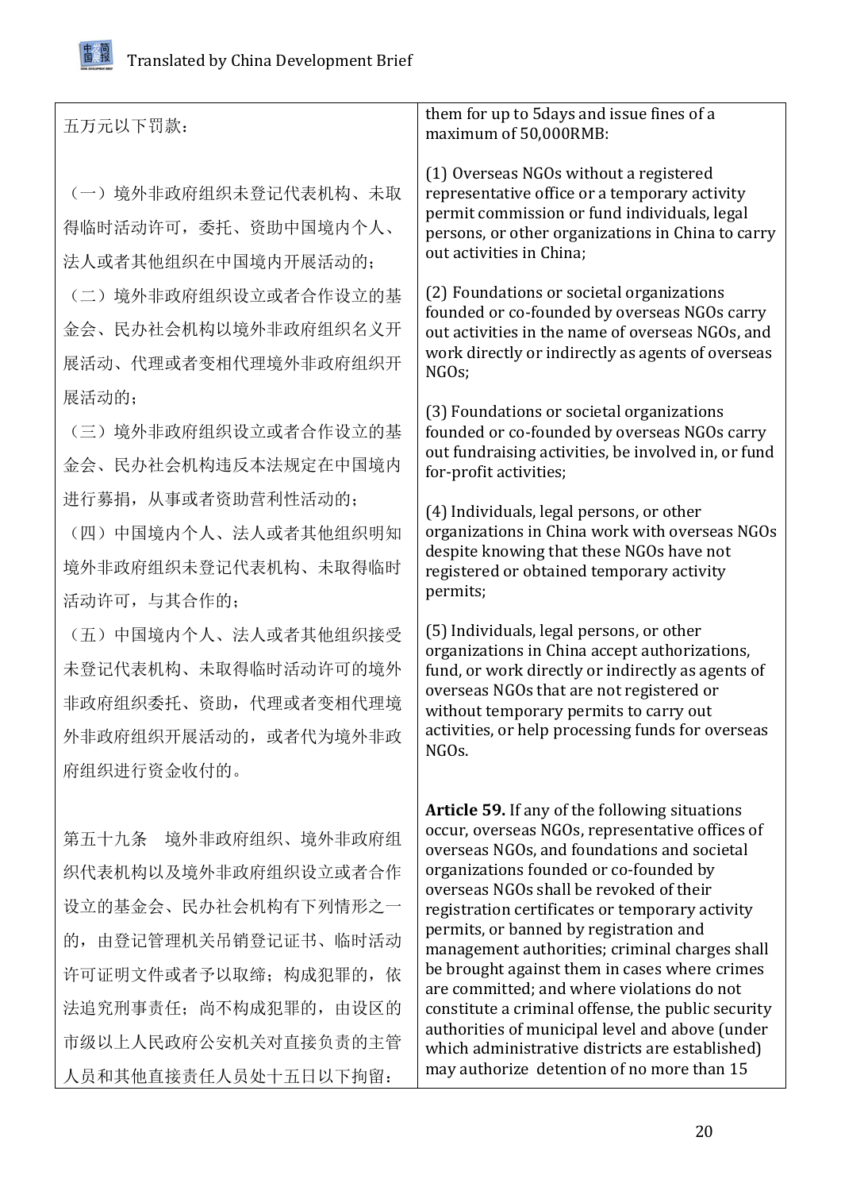| | |
|---|---|
| 五万元以下罚款： | them for up to 5days and issue fines of a maximum of 50,000RMB: |
| （一）境外非政府组织未登记代表机构、未取得临时活动许可，委托、资助中国境内个人、法人或者其他组织在中国境内开展活动的； | (1) Overseas NGOs without a registered representative office or a temporary activity permit commission or fund individuals, legal persons, or other organizations in China to carry out activities in China; |
| （二）境外非政府组织设立或者合作设立的基金会、民办社会机构以境外非政府组织名义开展活动、代理或者变相代理境外非政府组织开展活动的； | (2) Foundations or societal organizations founded or co-founded by overseas NGOs carry out activities in the name of overseas NGOs, and work directly or indirectly as agents of overseas NGOs; |
| （三）境外非政府组织设立或者合作设立的基金会、民办社会机构违反本法规定在中国境内进行募捐，从事或者资助营利性活动的； | (3) Foundations or societal organizations founded or co-founded by overseas NGOs carry out fundraising activities, be involved in, or fund for-profit activities; |
| （四）中国境内个人、法人或者其他组织明知境外非政府组织未登记代表机构、未取得临时活动许可，与其合作的； | (4) Individuals, legal persons, or other organizations in China work with overseas NGOs despite knowing that these NGOs have not registered or obtained temporary activity permits; |
| （五）中国境内个人、法人或者其他组织接受未登记代表机构、未取得临时活动许可的境外非政府组织委托、资助，代理或者变相代理境外非政府组织开展活动的，或者代为境外非政府组织进行资金收付的。 | (5) Individuals, legal persons, or other organizations in China accept authorizations, fund, or work directly or indirectly as agents of overseas NGOs that are not registered or without temporary permits to carry out activities, or help processing funds for overseas NGOs. |
| 第五十九条　境外非政府组织、境外非政府组织代表机构以及境外非政府组织设立或者合作设立的基金会、民办社会机构有下列情形之一的，由登记管理机关吊销登记证书、临时活动许可证明文件或者予以取缔；构成犯罪的，依法追究刑事责任；尚不构成犯罪的，由设区的市级以上人民政府公安机关对直接负责的主管人员和其他直接责任人员处十五日以下拘留： | **Article 59.** If any of the following situations occur, overseas NGOs, representative offices of overseas NGOs, and foundations and societal organizations founded or co-founded by overseas NGOs shall be revoked of their registration certificates or temporary activity permits, or banned by registration and management authorities; criminal charges shall be brought against them in cases where crimes are committed; and where violations do not constitute a criminal offense, the public security authorities of municipal level and above (under which administrative districts are established) may authorize detention of no more than 15 |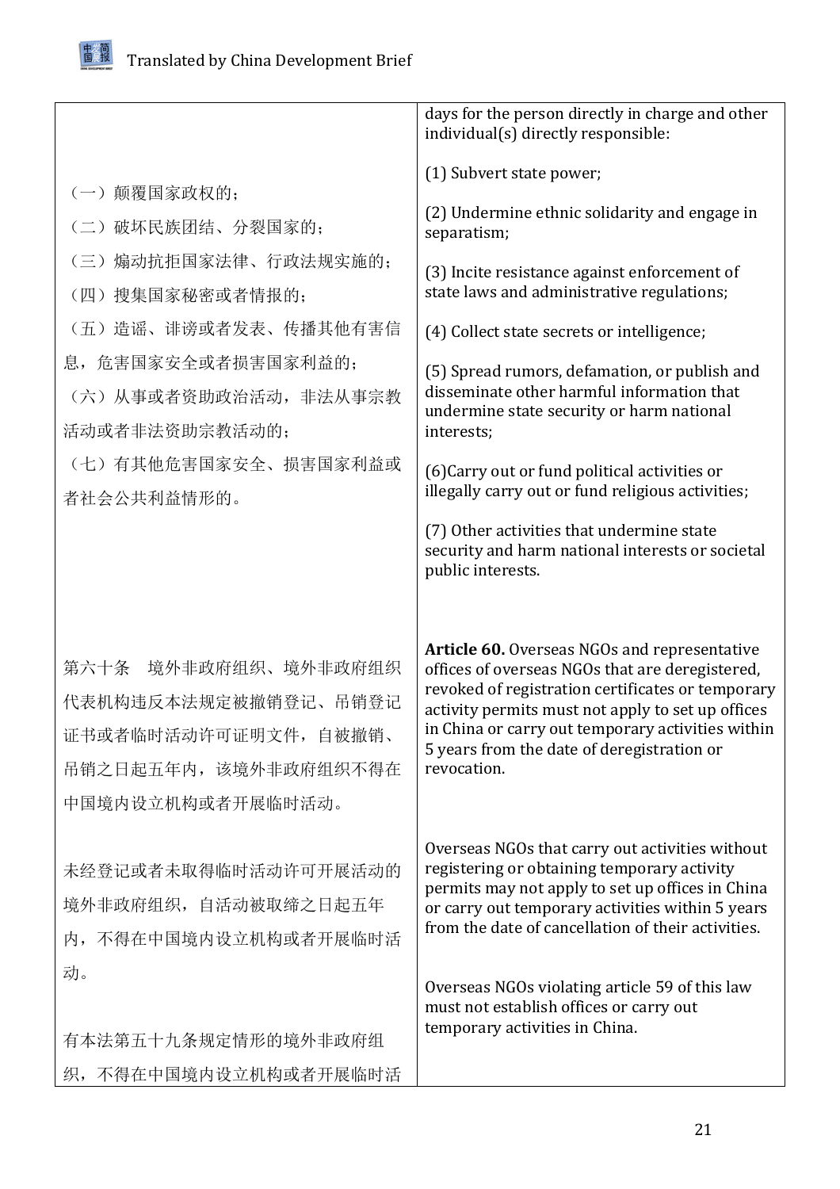| | |
|---|---|
| | days for the person directly in charge and other individual(s) directly responsible: |
| （一）颠覆国家政权的； | (1) Subvert state power; |
| （二）破坏民族团结、分裂国家的； | (2) Undermine ethnic solidarity and engage in separatism; |
| （三）煽动抗拒国家法律、行政法规实施的； | (3) Incite resistance against enforcement of state laws and administrative regulations; |
| （四）搜集国家秘密或者情报的； | (4) Collect state secrets or intelligence; |
| （五）造谣、诽谤或者发表、传播其他有害信息，危害国家安全或者损害国家利益的； | (5) Spread rumors, defamation, or publish and disseminate other harmful information that undermine state security or harm national interests; |
| （六）从事或者资助政治活动，非法从事宗教活动或者非法资助宗教活动的； | (6)Carry out or fund political activities or illegally carry out or fund religious activities; |
| （七）有其他危害国家安全、损害国家利益或者社会公共利益情形的。 | (7) Other activities that undermine state security and harm national interests or societal public interests. |
| 第六十条　境外非政府组织、境外非政府组织代表机构违反本法规定被撤销登记、吊销登记证书或者临时活动许可证明文件，自被撤销、吊销之日起五年内，该境外非政府组织不得在中国境内设立机构或者开展临时活动。 | **Article 60.** Overseas NGOs and representative offices of overseas NGOs that are deregistered, revoked of registration certificates or temporary activity permits must not apply to set up offices in China or carry out temporary activities within 5 years from the date of deregistration or revocation. |
| 未经登记或者未取得临时活动许可开展活动的境外非政府组织，自活动被取缔之日起五年内，不得在中国境内设立机构或者开展临时活动。 | Overseas NGOs that carry out activities without registering or obtaining temporary activity permits may not apply to set up offices in China or carry out temporary activities within 5 years from the date of cancellation of their activities. |
| 有本法第五十九条规定情形的境外非政府组织，不得在中国境内设立机构或者开展临时活 | Overseas NGOs violating article 59 of this law must not establish offices or carry out temporary activities in China. |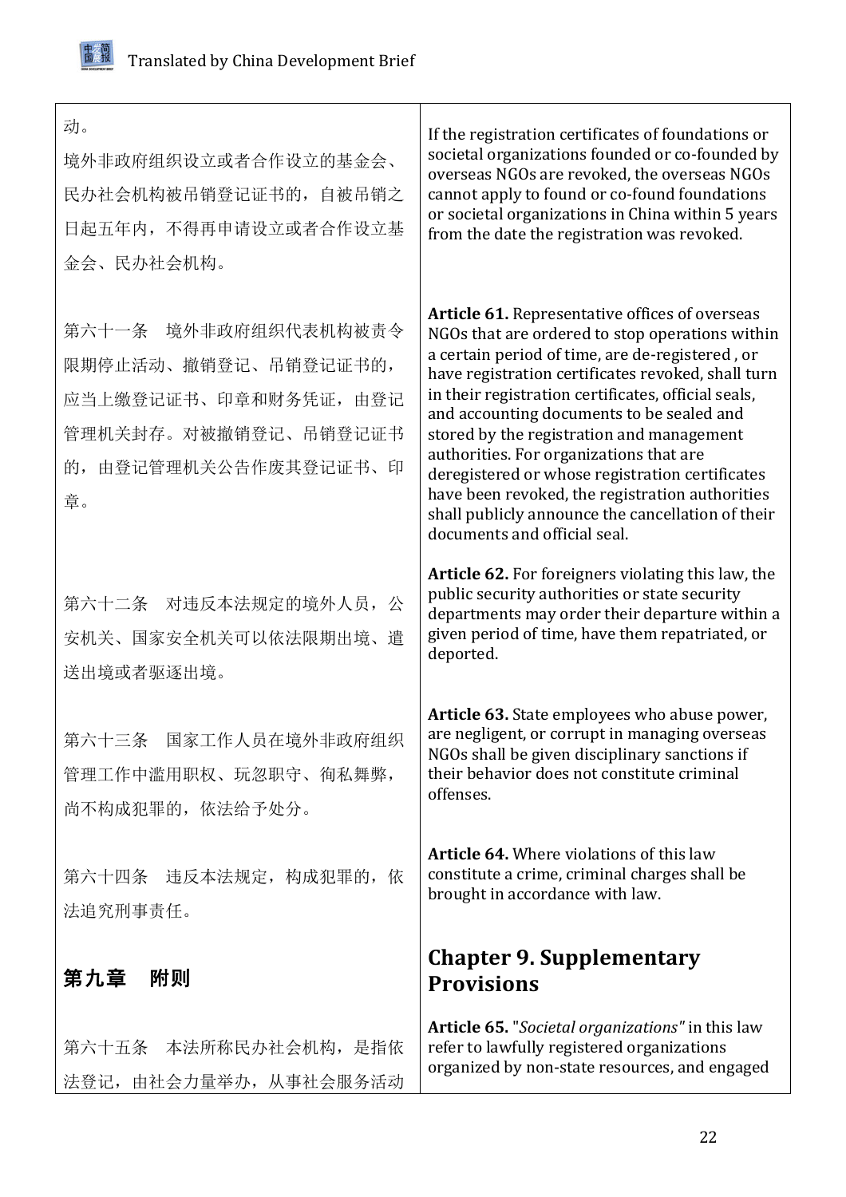| | |
|---|---|
| 动。<br>境外非政府组织设立或者合作设立的基金会、民办社会机构被吊销登记证书的，自被吊销之日起五年内，不得再申请设立或者合作设立基金会、民办社会机构。 | If the registration certificates of foundations or societal organizations founded or co-founded by overseas NGOs are revoked, the overseas NGOs cannot apply to found or co-found foundations or societal organizations in China within 5 years from the date the registration was revoked. |
| 第六十一条　境外非政府组织代表机构被责令限期停止活动、撤销登记、吊销登记证书的，应当上缴登记证书、印章和财务凭证，由登记管理机关封存。对被撤销登记、吊销登记证书的，由登记管理机关公告作废其登记证书、印章。 | **Article 61.** Representative offices of overseas NGOs that are ordered to stop operations within a certain period of time, are de-registered , or have registration certificates revoked, shall turn in their registration certificates, official seals, and accounting documents to be sealed and stored by the registration and management authorities. For organizations that are deregistered or whose registration certificates have been revoked, the registration authorities shall publicly announce the cancellation of their documents and official seal. |
| 第六十二条　对违反本法规定的境外人员，公安机关、国家安全机关可以依法限期出境、遣送出境或者驱逐出境。 | **Article 62.** For foreigners violating this law, the public security authorities or state security departments may order their departure within a given period of time, have them repatriated, or deported. |
| 第六十三条　国家工作人员在境外非政府组织管理工作中滥用职权、玩忽职守、徇私舞弊，尚不构成犯罪的，依法给予处分。 | **Article 63.** State employees who abuse power, are negligent, or corrupt in managing overseas NGOs shall be given disciplinary sanctions if their behavior does not constitute criminal offenses. |
| 第六十四条　违反本法规定，构成犯罪的，依法追究刑事责任。 | **Article 64.** Where violations of this law constitute a crime, criminal charges shall be brought in accordance with law. |
| **第九章　附则** | **Chapter 9. Supplementary Provisions** |
| 第六十五条　本法所称民办社会机构，是指依法登记，由社会力量举办，从事社会服务活动 | **Article 65.** "*Societal organizations*" in this law refer to lawfully registered organizations organized by non-state resources, and engaged |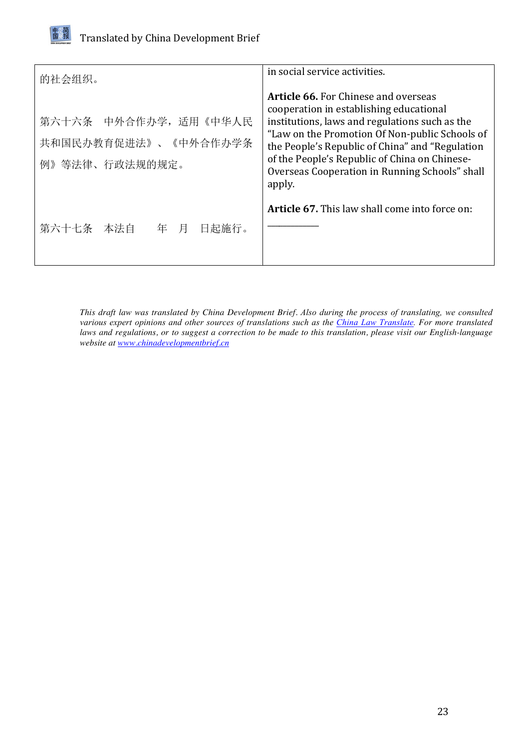| | |
|---|---|
| 的社会组织。 | in social service activities. |
| 第六十六条　中外合作办学，适用《中华人民共和国民办教育促进法》、《中外合作办学条例》等法律、行政法规的规定。 | **Article 66.** For Chinese and overseas cooperation in establishing educational institutions, laws and regulations such as the "Law on the Promotion Of Non-public Schools of the People's Republic of China" and "Regulation of the People's Republic of China on Chinese-Overseas Cooperation in Running Schools" shall apply. |
| 第六十七条　本法自　　年　月　日起施行。 | **Article 67.** This law shall come into force on: __________ |

*This draft law was translated by China Development Brief. Also during the process of translating, we consulted various expert opinions and other sources of translations such as the China Law Translate. For more translated laws and regulations, or to suggest a correction to be made to this translation, please visit our English-language website at www.chinadevelopmentbrief.cn*